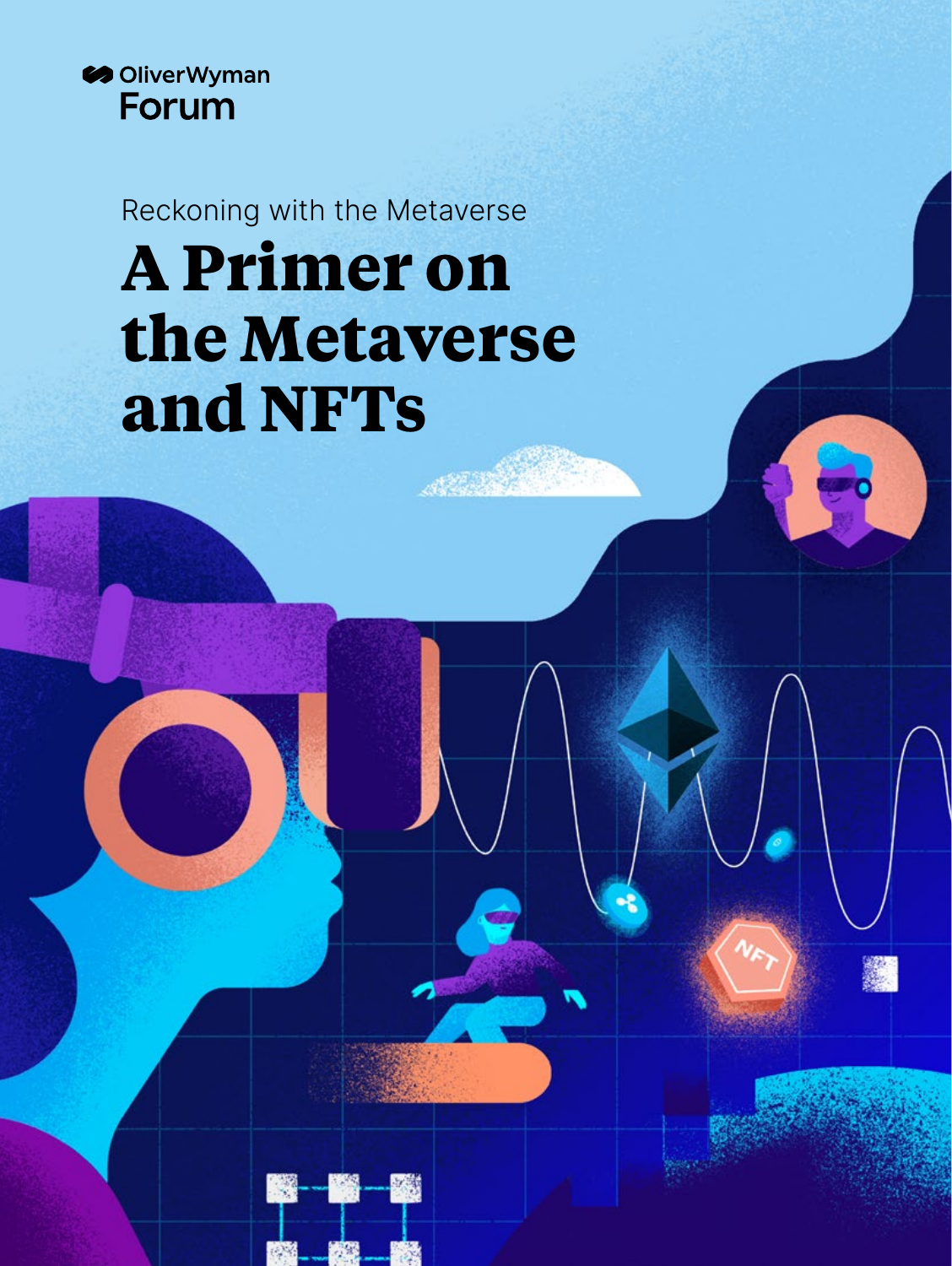Oliver Wyman Forum

Reckoning with the Metaverse

# A Primer on the Metaverse and NFTs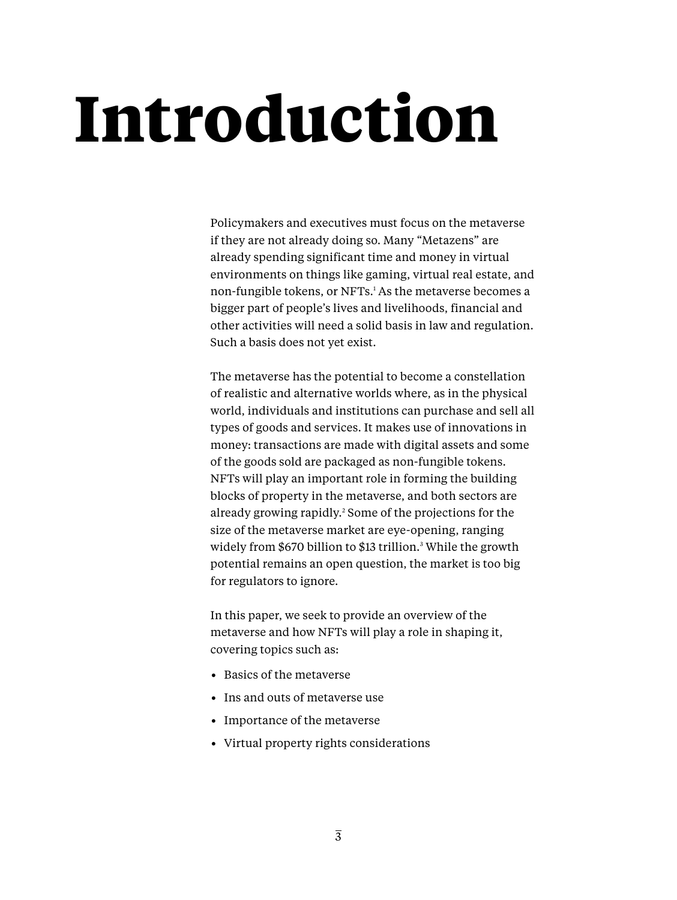# Introduction

Policymakers and executives must focus on the metaverse if they are not already doing so. Many "Metazens" are already spending significant time and money in virtual environments on things like gaming, virtual real estate, and non-fungible tokens, or NFTs.[1] As the metaverse becomes a bigger part of people's lives and livelihoods, financial and other activities will need a solid basis in law and regulation. Such a basis does not yet exist.

The metaverse has the potential to become a constellation of realistic and alternative worlds where, as in the physical world, individuals and institutions can purchase and sell all types of goods and services. It makes use of innovations in money: transactions are made with digital assets and some of the goods sold are packaged as non-fungible tokens. NFTs will play an important role in forming the building blocks of property in the metaverse, and both sectors are already growing rapidly.[2] Some of the projections for the size of the metaverse market are eye-opening, ranging widely from $670 billion to $13 trillion.[3] While the growth potential remains an open question, the market is too big for regulators to ignore.

In this paper, we seek to provide an overview of the metaverse and how NFTs will play a role in shaping it, covering topics such as:

- Basics of the metaverse
- Ins and outs of metaverse use
- Importance of the metaverse
- Virtual property rights considerations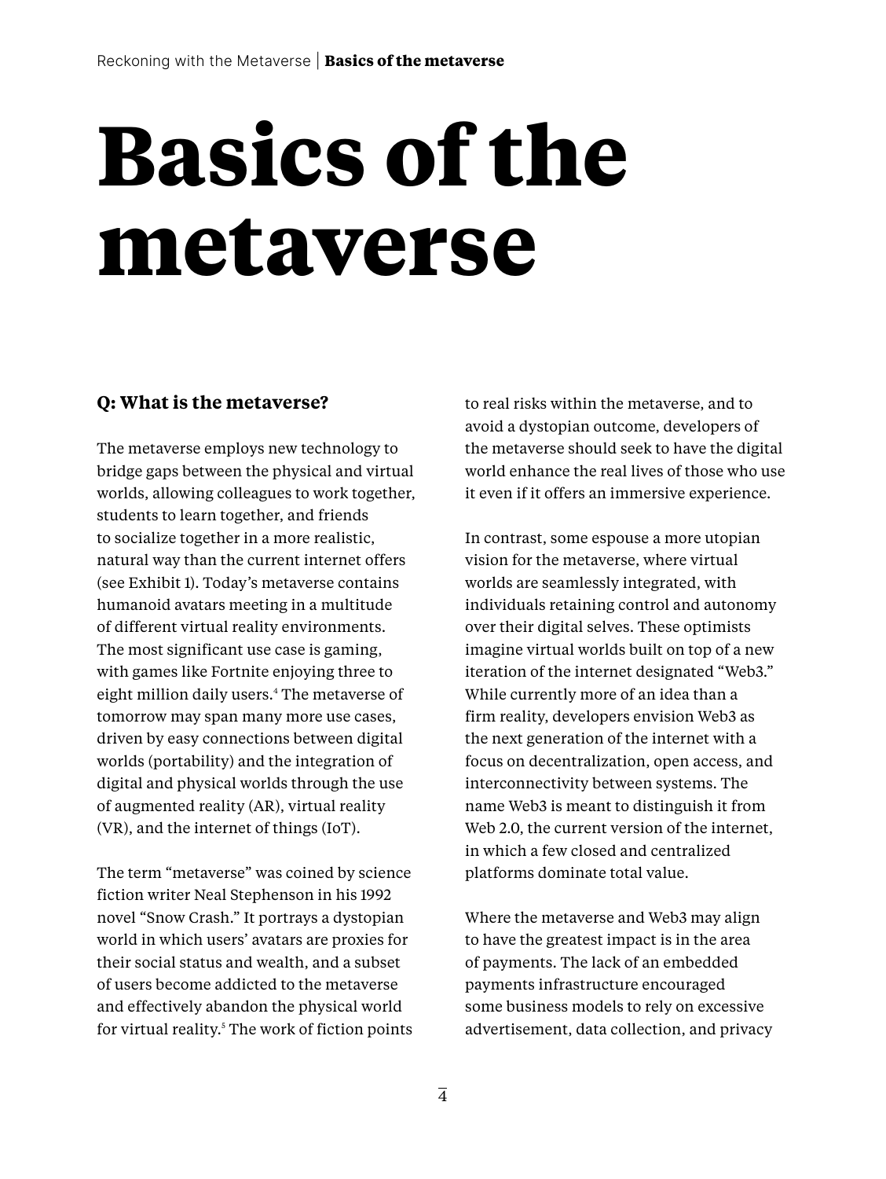# Basics of the metaverse

### Q: What is the metaverse?

The metaverse employs new technology to bridge gaps between the physical and virtual worlds, allowing colleagues to work together, students to learn together, and friends to socialize together in a more realistic, natural way than the current internet offers (see Exhibit 1). Today's metaverse contains humanoid avatars meeting in a multitude of different virtual reality environments. The most significant use case is gaming, with games like Fortnite enjoying three to eight million daily users.[4] The metaverse of tomorrow may span many more use cases, driven by easy connections between digital worlds (portability) and the integration of digital and physical worlds through the use of augmented reality (AR), virtual reality (VR), and the internet of things (IoT).

The term "metaverse" was coined by science fiction writer Neal Stephenson in his 1992 novel "Snow Crash." It portrays a dystopian world in which users' avatars are proxies for their social status and wealth, and a subset of users become addicted to the metaverse and effectively abandon the physical world for virtual reality.[5] The work of fiction points to real risks within the metaverse, and to avoid a dystopian outcome, developers of the metaverse should seek to have the digital world enhance the real lives of those who use it even if it offers an immersive experience.

In contrast, some espouse a more utopian vision for the metaverse, where virtual worlds are seamlessly integrated, with individuals retaining control and autonomy over their digital selves. These optimists imagine virtual worlds built on top of a new iteration of the internet designated "Web3." While currently more of an idea than a firm reality, developers envision Web3 as the next generation of the internet with a focus on decentralization, open access, and interconnectivity between systems. The name Web3 is meant to distinguish it from Web 2.0, the current version of the internet, in which a few closed and centralized platforms dominate total value.

Where the metaverse and Web3 may align to have the greatest impact is in the area of payments. The lack of an embedded payments infrastructure encouraged some business models to rely on excessive advertisement, data collection, and privacy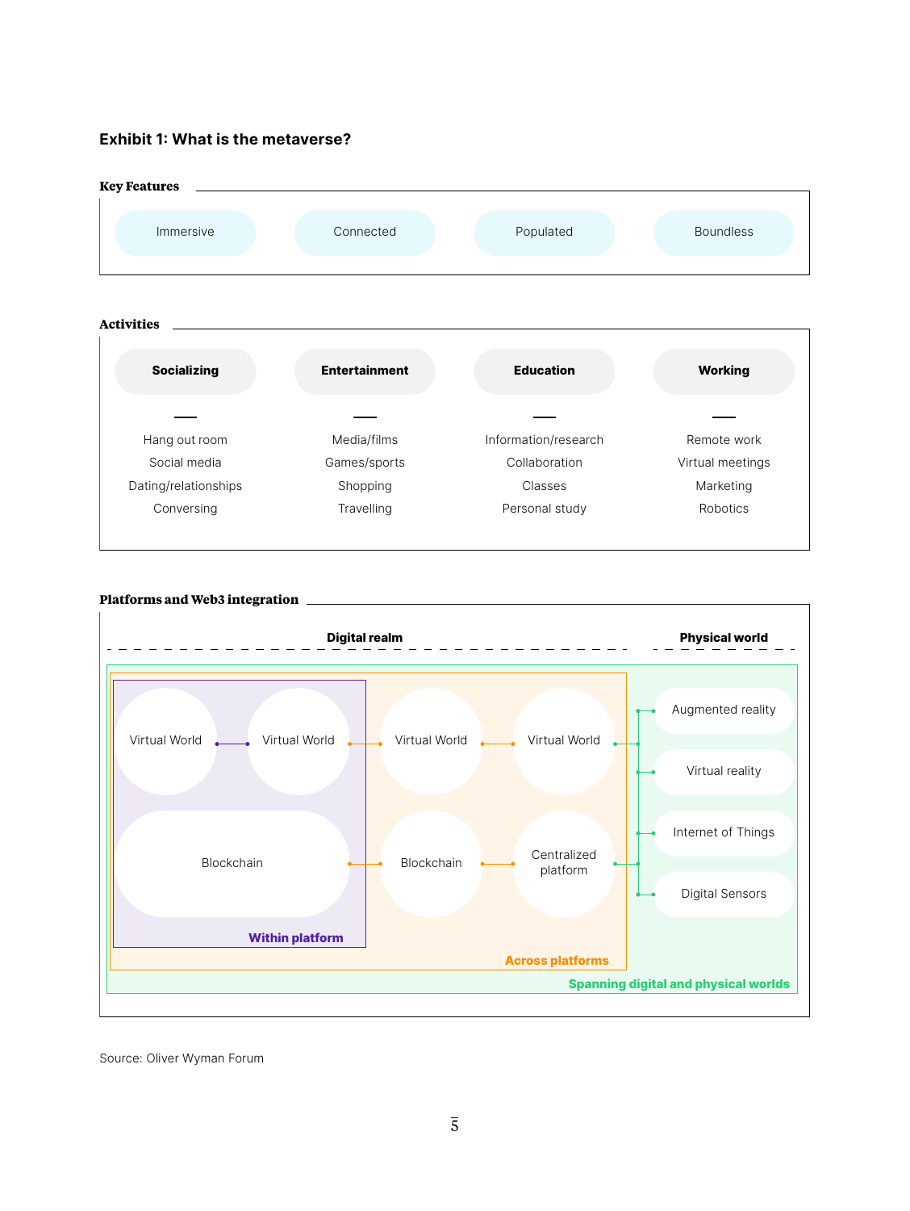### Exhibit 1: What is the metaverse?

**Key Features**

- Immersive
- Connected
- Populated
- Boundless

**Activities**

| Socializing | Entertainment | Education | Working |
|---|---|---|---|
| Hang out room | Media/films | Information/research | Remote work |
| Social media | Games/sports | Collaboration | Virtual meetings |
| Dating/relationships | Shopping | Classes | Marketing |
| Conversing | Travelling | Personal study | Robotics |

**Platforms and Web3 integration**

Digital realm

Virtual World — Virtual World — Virtual World — Virtual World

Blockchain — Blockchain — Centralized platform

Within platform

Across platforms

Physical world

- Augmented reality
- Virtual reality
- Internet of Things
- Digital Sensors

Spanning digital and physical worlds

Source: Oliver Wyman Forum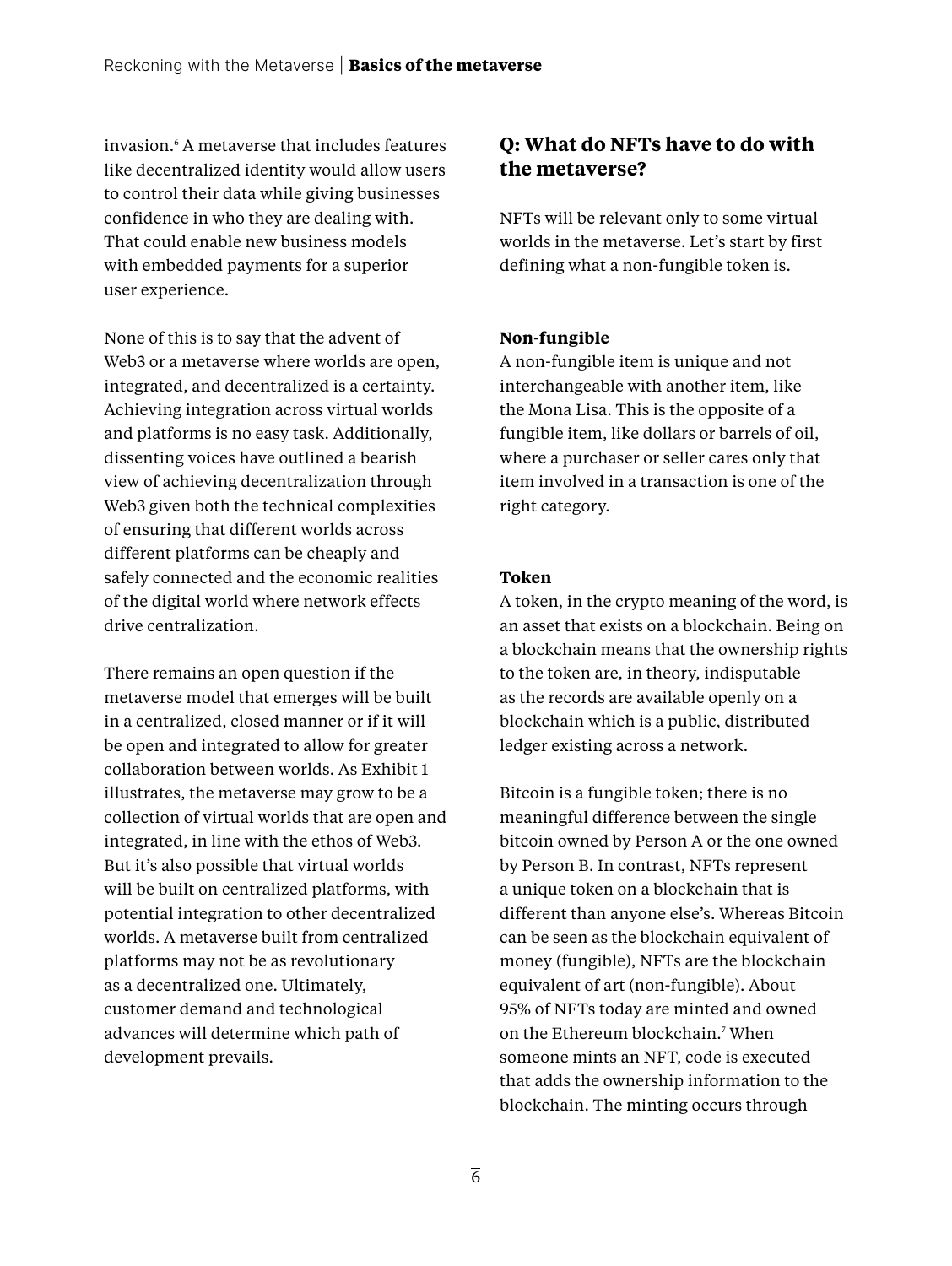invasion.[6] A metaverse that includes features like decentralized identity would allow users to control their data while giving businesses confidence in who they are dealing with. That could enable new business models with embedded payments for a superior user experience.

None of this is to say that the advent of Web3 or a metaverse where worlds are open, integrated, and decentralized is a certainty. Achieving integration across virtual worlds and platforms is no easy task. Additionally, dissenting voices have outlined a bearish view of achieving decentralization through Web3 given both the technical complexities of ensuring that different worlds across different platforms can be cheaply and safely connected and the economic realities of the digital world where network effects drive centralization.

There remains an open question if the metaverse model that emerges will be built in a centralized, closed manner or if it will be open and integrated to allow for greater collaboration between worlds. As Exhibit 1 illustrates, the metaverse may grow to be a collection of virtual worlds that are open and integrated, in line with the ethos of Web3. But it's also possible that virtual worlds will be built on centralized platforms, with potential integration to other decentralized worlds. A metaverse built from centralized platforms may not be as revolutionary as a decentralized one. Ultimately, customer demand and technological advances will determine which path of development prevails.

## Q: What do NFTs have to do with the metaverse?

NFTs will be relevant only to some virtual worlds in the metaverse. Let's start by first defining what a non-fungible token is.

**Non-fungible**
A non-fungible item is unique and not interchangeable with another item, like the Mona Lisa. This is the opposite of a fungible item, like dollars or barrels of oil, where a purchaser or seller cares only that item involved in a transaction is one of the right category.

**Token**
A token, in the crypto meaning of the word, is an asset that exists on a blockchain. Being on a blockchain means that the ownership rights to the token are, in theory, indisputable as the records are available openly on a blockchain which is a public, distributed ledger existing across a network.

Bitcoin is a fungible token; there is no meaningful difference between the single bitcoin owned by Person A or the one owned by Person B. In contrast, NFTs represent a unique token on a blockchain that is different than anyone else's. Whereas Bitcoin can be seen as the blockchain equivalent of money (fungible), NFTs are the blockchain equivalent of art (non-fungible). About 95% of NFTs today are minted and owned on the Ethereum blockchain.[7] When someone mints an NFT, code is executed that adds the ownership information to the blockchain. The minting occurs through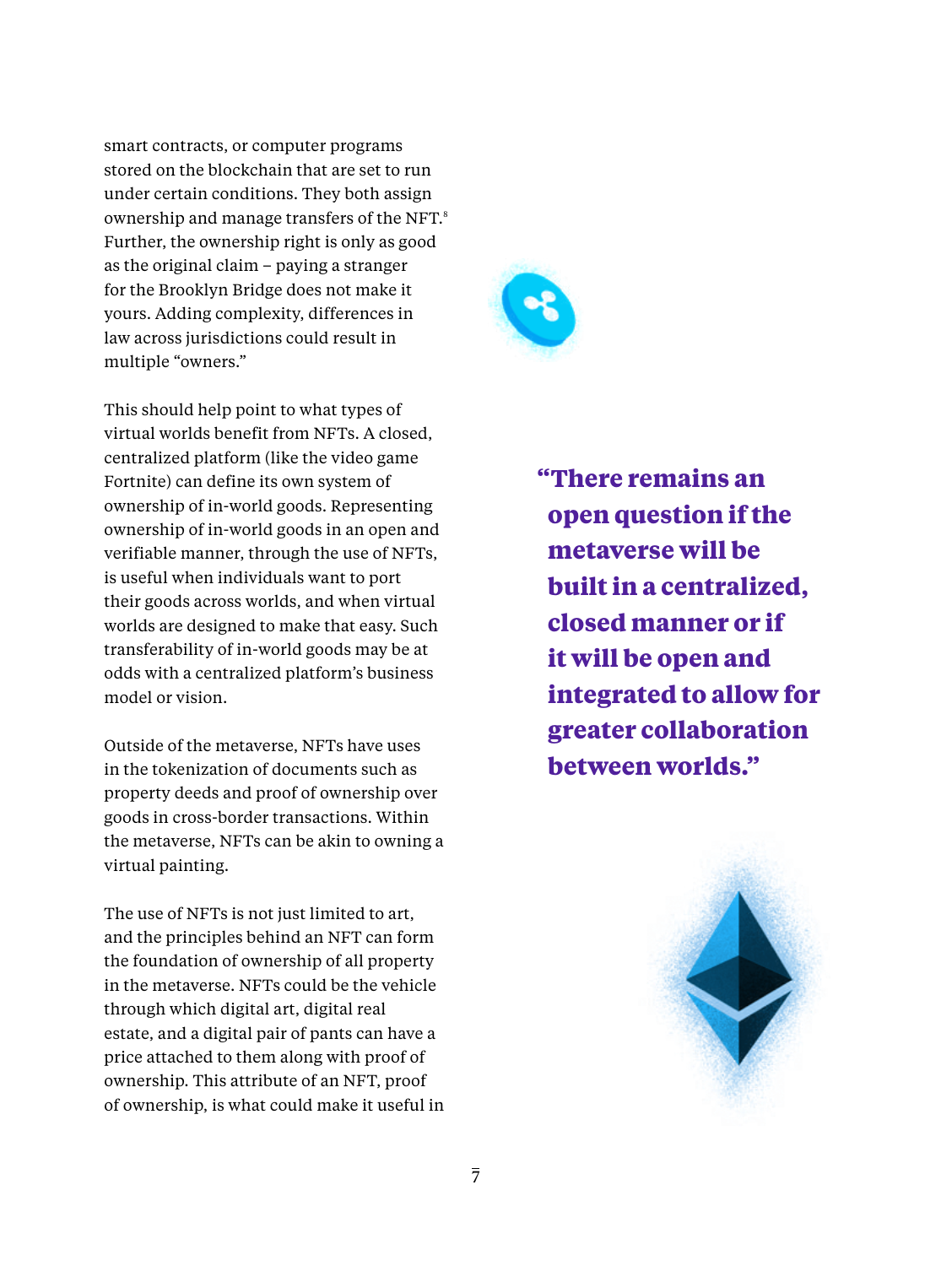smart contracts, or computer programs stored on the blockchain that are set to run under certain conditions. They both assign ownership and manage transfers of the NFT.[8] Further, the ownership right is only as good as the original claim – paying a stranger for the Brooklyn Bridge does not make it yours. Adding complexity, differences in law across jurisdictions could result in multiple "owners."

This should help point to what types of virtual worlds benefit from NFTs. A closed, centralized platform (like the video game Fortnite) can define its own system of ownership of in-world goods. Representing ownership of in-world goods in an open and verifiable manner, through the use of NFTs, is useful when individuals want to port their goods across worlds, and when virtual worlds are designed to make that easy. Such transferability of in-world goods may be at odds with a centralized platform's business model or vision.

Outside of the metaverse, NFTs have uses in the tokenization of documents such as property deeds and proof of ownership over goods in cross-border transactions. Within the metaverse, NFTs can be akin to owning a virtual painting.

The use of NFTs is not just limited to art, and the principles behind an NFT can form the foundation of ownership of all property in the metaverse. NFTs could be the vehicle through which digital art, digital real estate, and a digital pair of pants can have a price attached to them along with proof of ownership. This attribute of an NFT, proof of ownership, is what could make it useful in

**"There remains an open question if the metaverse will be built in a centralized, closed manner or if it will be open and integrated to allow for greater collaboration between worlds."**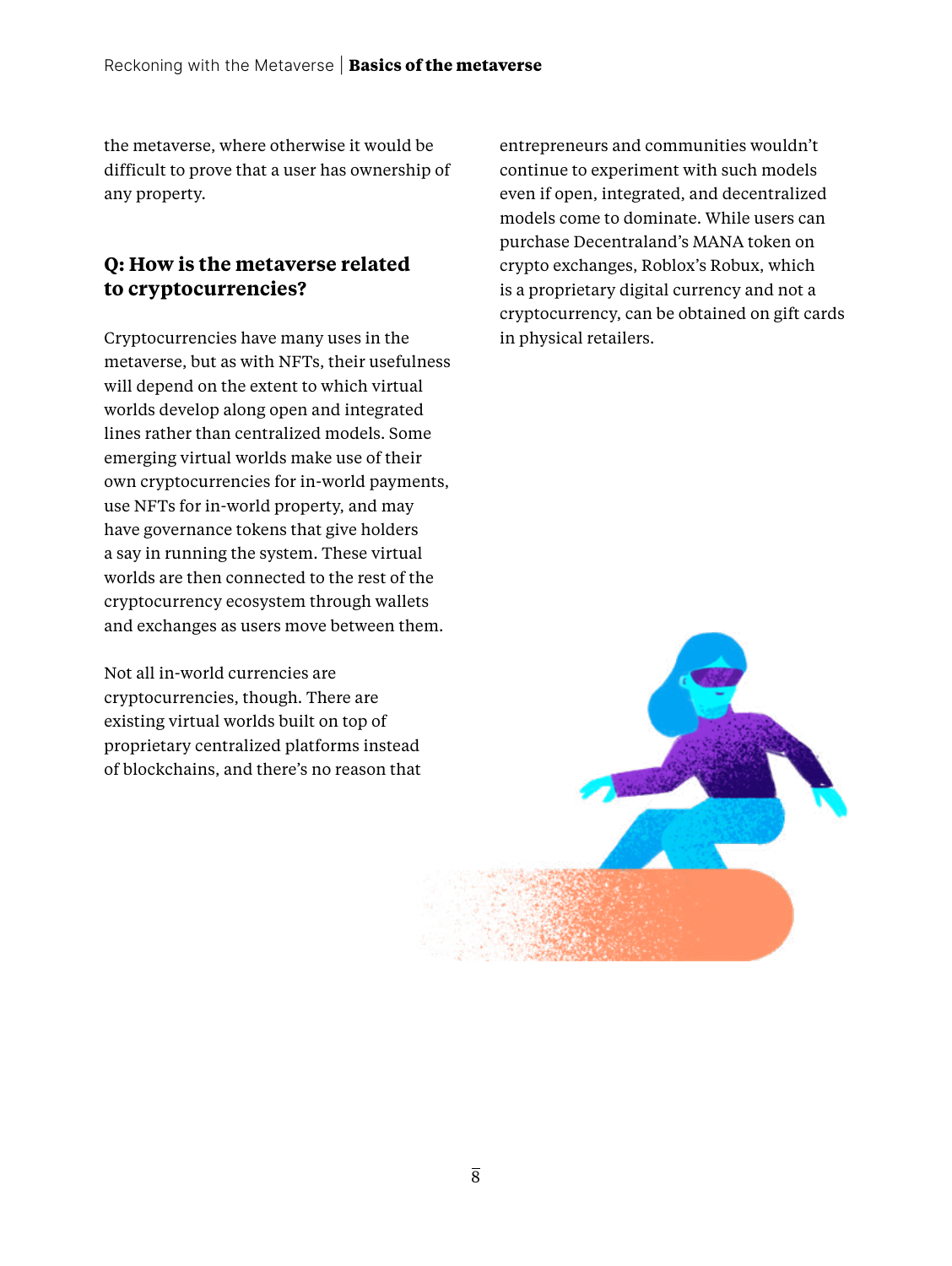the metaverse, where otherwise it would be difficult to prove that a user has ownership of any property.

### Q: How is the metaverse related to cryptocurrencies?

Cryptocurrencies have many uses in the metaverse, but as with NFTs, their usefulness will depend on the extent to which virtual worlds develop along open and integrated lines rather than centralized models. Some emerging virtual worlds make use of their own cryptocurrencies for in-world payments, use NFTs for in-world property, and may have governance tokens that give holders a say in running the system. These virtual worlds are then connected to the rest of the cryptocurrency ecosystem through wallets and exchanges as users move between them.

Not all in-world currencies are cryptocurrencies, though. There are existing virtual worlds built on top of proprietary centralized platforms instead of blockchains, and there's no reason that entrepreneurs and communities wouldn't continue to experiment with such models even if open, integrated, and decentralized models come to dominate. While users can purchase Decentraland's MANA token on crypto exchanges, Roblox's Robux, which is a proprietary digital currency and not a cryptocurrency, can be obtained on gift cards in physical retailers.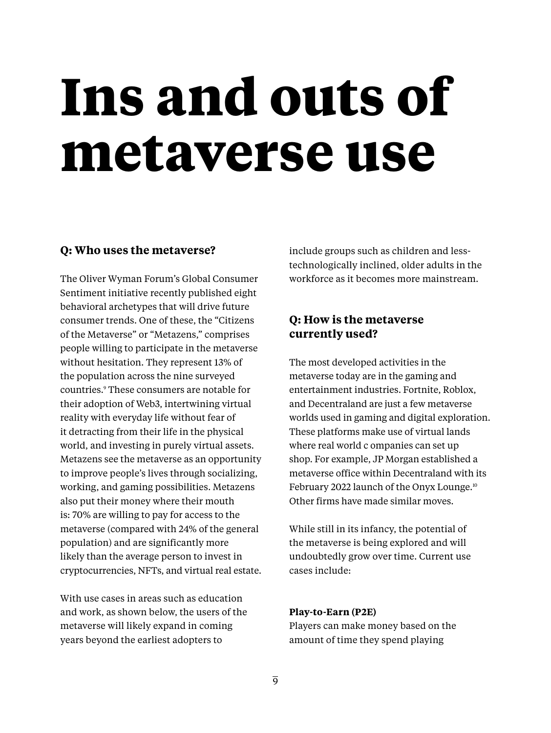# Ins and outs of metaverse use

### Q: Who uses the metaverse?

The Oliver Wyman Forum's Global Consumer Sentiment initiative recently published eight behavioral archetypes that will drive future consumer trends. One of these, the "Citizens of the Metaverse" or "Metazens," comprises people willing to participate in the metaverse without hesitation. They represent 13% of the population across the nine surveyed countries.[9] These consumers are notable for their adoption of Web3, intertwining virtual reality with everyday life without fear of it detracting from their life in the physical world, and investing in purely virtual assets. Metazens see the metaverse as an opportunity to improve people's lives through socializing, working, and gaming possibilities. Metazens also put their money where their mouth is: 70% are willing to pay for access to the metaverse (compared with 24% of the general population) and are significantly more likely than the average person to invest in cryptocurrencies, NFTs, and virtual real estate.

With use cases in areas such as education and work, as shown below, the users of the metaverse will likely expand in coming years beyond the earliest adopters to include groups such as children and less-technologically inclined, older adults in the workforce as it becomes more mainstream.

### Q: How is the metaverse currently used?

The most developed activities in the metaverse today are in the gaming and entertainment industries. Fortnite, Roblox, and Decentraland are just a few metaverse worlds used in gaming and digital exploration. These platforms make use of virtual lands where real world c ompanies can set up shop. For example, JP Morgan established a metaverse office within Decentraland with its February 2022 launch of the Onyx Lounge.[10] Other firms have made similar moves.

While still in its infancy, the potential of the metaverse is being explored and will undoubtedly grow over time. Current use cases include:

**Play-to-Earn (P2E)**
Players can make money based on the amount of time they spend playing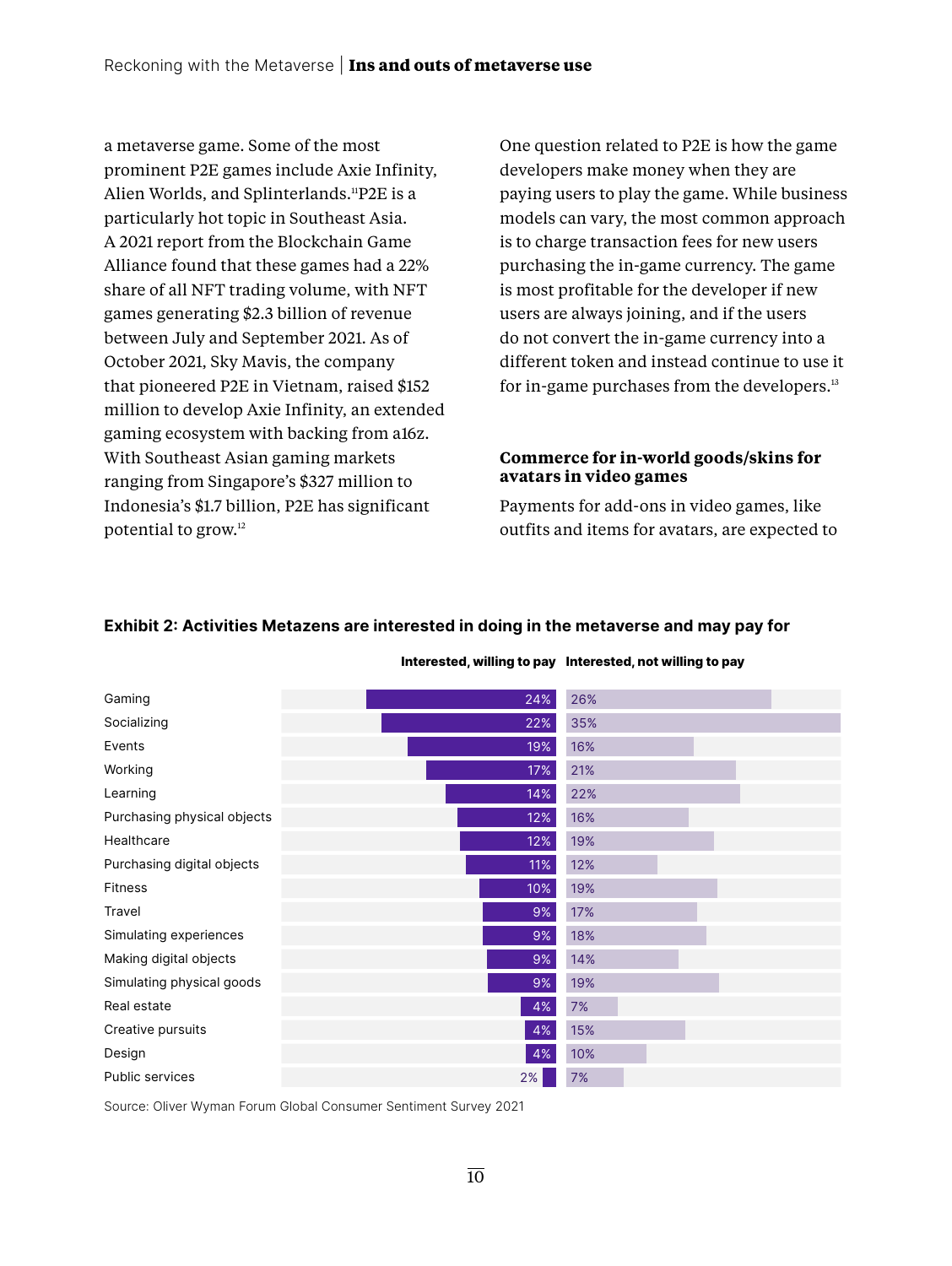a metaverse game. Some of the most prominent P2E games include Axie Infinity, Alien Worlds, and Splinterlands.[11] P2E is a particularly hot topic in Southeast Asia. A 2021 report from the Blockchain Game Alliance found that these games had a 22% share of all NFT trading volume, with NFT games generating $2.3 billion of revenue between July and September 2021. As of October 2021, Sky Mavis, the company that pioneered P2E in Vietnam, raised $152 million to develop Axie Infinity, an extended gaming ecosystem with backing from a16z. With Southeast Asian gaming markets ranging from Singapore's $327 million to Indonesia's $1.7 billion, P2E has significant potential to grow.[12]

One question related to P2E is how the game developers make money when they are paying users to play the game. While business models can vary, the most common approach is to charge transaction fees for new users purchasing the in-game currency. The game is most profitable for the developer if new users are always joining, and if the users do not convert the in-game currency into a different token and instead continue to use it for in-game purchases from the developers.[13]

### Commerce for in-world goods/skins for avatars in video games

Payments for add-ons in video games, like outfits and items for avatars, are expected to

**Exhibit 2: Activities Metazens are interested in doing in the metaverse and may pay for**

| Activity | Interested, willing to pay | Interested, not willing to pay |
| --- | --- | --- |
| Gaming | 24% | 26% |
| Socializing | 22% | 35% |
| Events | 19% | 16% |
| Working | 17% | 21% |
| Learning | 14% | 22% |
| Purchasing physical objects | 12% | 16% |
| Healthcare | 12% | 19% |
| Purchasing digital objects | 11% | 12% |
| Fitness | 10% | 19% |
| Travel | 9% | 17% |
| Simulating experiences | 9% | 18% |
| Making digital objects | 9% | 14% |
| Simulating physical goods | 9% | 19% |
| Real estate | 4% | 7% |
| Creative pursuits | 4% | 15% |
| Design | 4% | 10% |
| Public services | 2% | 7% |

Source: Oliver Wyman Forum Global Consumer Sentiment Survey 2021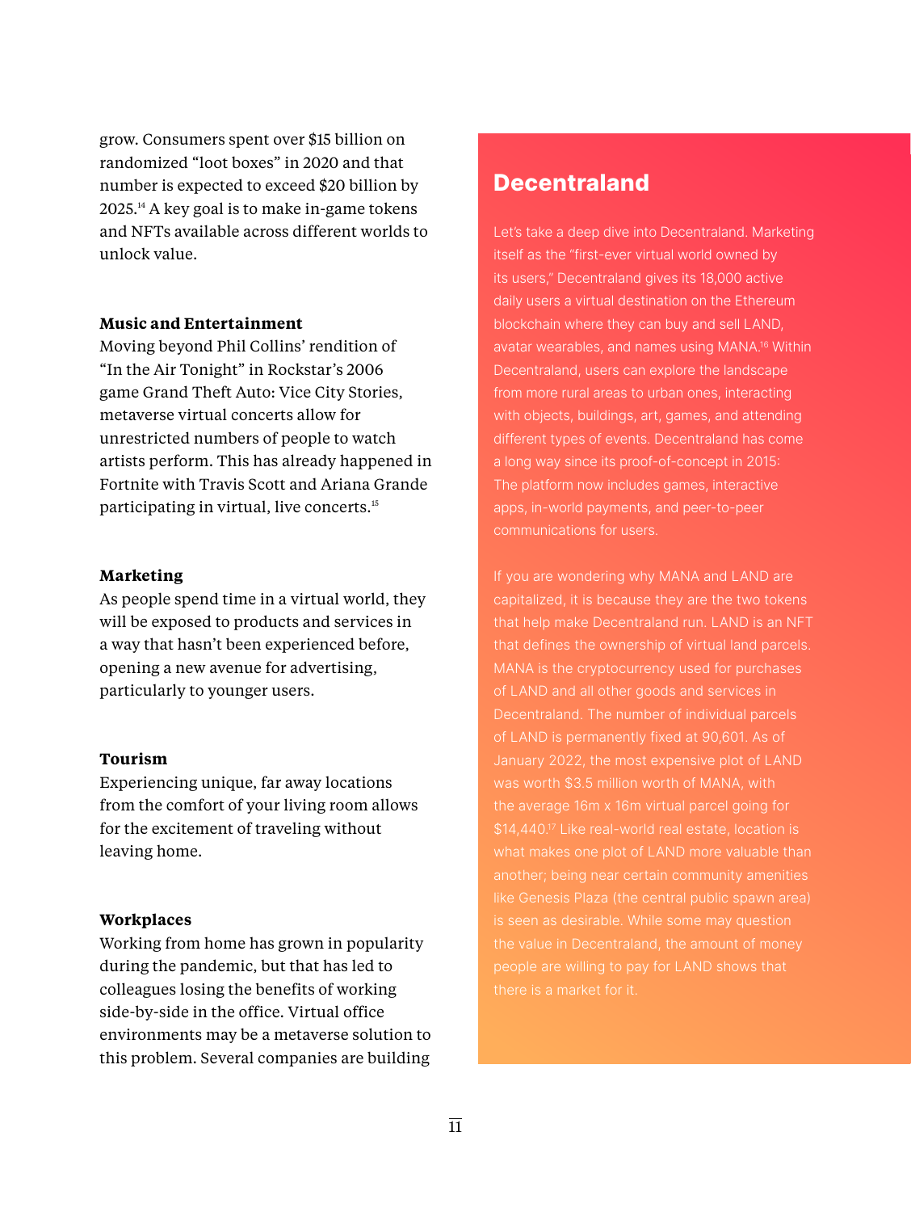grow. Consumers spent over $15 billion on randomized “loot boxes” in 2020 and that number is expected to exceed $20 billion by 2025.[14] A key goal is to make in-game tokens and NFTs available across different worlds to unlock value.

**Music and Entertainment**
Moving beyond Phil Collins’ rendition of “In the Air Tonight” in Rockstar’s 2006 game Grand Theft Auto: Vice City Stories, metaverse virtual concerts allow for unrestricted numbers of people to watch artists perform. This has already happened in Fortnite with Travis Scott and Ariana Grande participating in virtual, live concerts.[15]

**Marketing**
As people spend time in a virtual world, they will be exposed to products and services in a way that hasn’t been experienced before, opening a new avenue for advertising, particularly to younger users.

**Tourism**
Experiencing unique, far away locations from the comfort of your living room allows for the excitement of traveling without leaving home.

**Workplaces**
Working from home has grown in popularity during the pandemic, but that has led to colleagues losing the benefits of working side-by-side in the office. Virtual office environments may be a metaverse solution to this problem. Several companies are building

## Decentraland

Let’s take a deep dive into Decentraland. Marketing itself as the “first-ever virtual world owned by its users,” Decentraland gives its 18,000 active daily users a virtual destination on the Ethereum blockchain where they can buy and sell LAND, avatar wearables, and names using MANA.[16] Within Decentraland, users can explore the landscape from more rural areas to urban ones, interacting with objects, buildings, art, games, and attending different types of events. Decentraland has come a long way since its proof-of-concept in 2015: The platform now includes games, interactive apps, in-world payments, and peer-to-peer communications for users.

If you are wondering why MANA and LAND are capitalized, it is because they are the two tokens that help make Decentraland run. LAND is an NFT that defines the ownership of virtual land parcels. MANA is the cryptocurrency used for purchases of LAND and all other goods and services in Decentraland. The number of individual parcels of LAND is permanently fixed at 90,601. As of January 2022, the most expensive plot of LAND was worth $3.5 million worth of MANA, with the average 16m x 16m virtual parcel going for $14,440.[17] Like real-world real estate, location is what makes one plot of LAND more valuable than another; being near certain community amenities like Genesis Plaza (the central public spawn area) is seen as desirable. While some may question the value in Decentraland, the amount of money people are willing to pay for LAND shows that there is a market for it.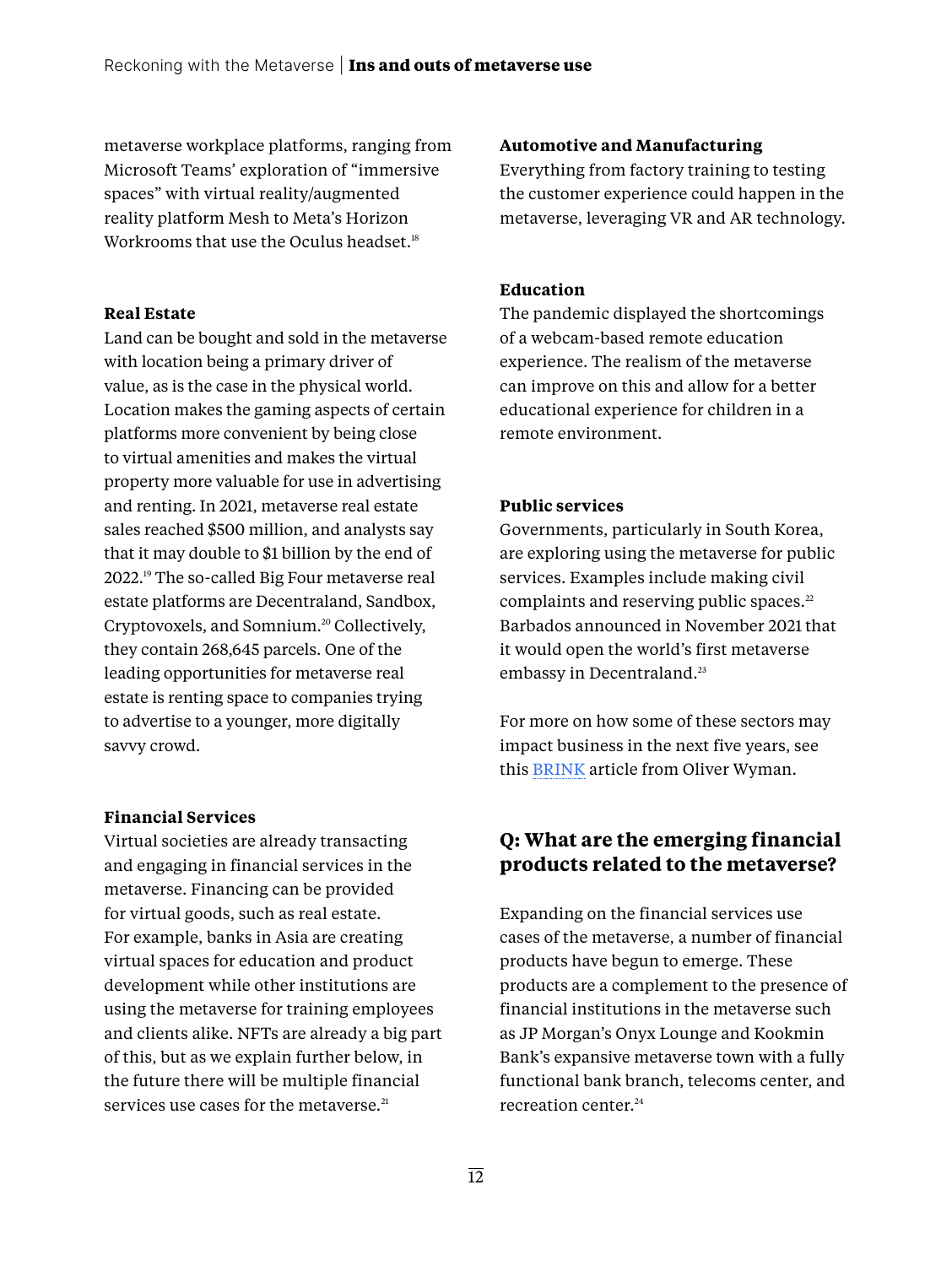metaverse workplace platforms, ranging from Microsoft Teams' exploration of "immersive spaces" with virtual reality/augmented reality platform Mesh to Meta's Horizon Workrooms that use the Oculus headset.[18]

**Real Estate**

Land can be bought and sold in the metaverse with location being a primary driver of value, as is the case in the physical world. Location makes the gaming aspects of certain platforms more convenient by being close to virtual amenities and makes the virtual property more valuable for use in advertising and renting. In 2021, metaverse real estate sales reached $500 million, and analysts say that it may double to $1 billion by the end of 2022.[19] The so-called Big Four metaverse real estate platforms are Decentraland, Sandbox, Cryptovoxels, and Somnium.[20] Collectively, they contain 268,645 parcels. One of the leading opportunities for metaverse real estate is renting space to companies trying to advertise to a younger, more digitally savvy crowd.

**Financial Services**

Virtual societies are already transacting and engaging in financial services in the metaverse. Financing can be provided for virtual goods, such as real estate. For example, banks in Asia are creating virtual spaces for education and product development while other institutions are using the metaverse for training employees and clients alike. NFTs are already a big part of this, but as we explain further below, in the future there will be multiple financial services use cases for the metaverse.[21]

**Automotive and Manufacturing**

Everything from factory training to testing the customer experience could happen in the metaverse, leveraging VR and AR technology.

**Education**

The pandemic displayed the shortcomings of a webcam-based remote education experience. The realism of the metaverse can improve on this and allow for a better educational experience for children in a remote environment.

**Public services**

Governments, particularly in South Korea, are exploring using the metaverse for public services. Examples include making civil complaints and reserving public spaces.[22] Barbados announced in November 2021 that it would open the world's first metaverse embassy in Decentraland.[23]

For more on how some of these sectors may impact business in the next five years, see this BRINK article from Oliver Wyman.

## Q: What are the emerging financial products related to the metaverse?

Expanding on the financial services use cases of the metaverse, a number of financial products have begun to emerge. These products are a complement to the presence of financial institutions in the metaverse such as JP Morgan's Onyx Lounge and Kookmin Bank's expansive metaverse town with a fully functional bank branch, telecoms center, and recreation center.[24]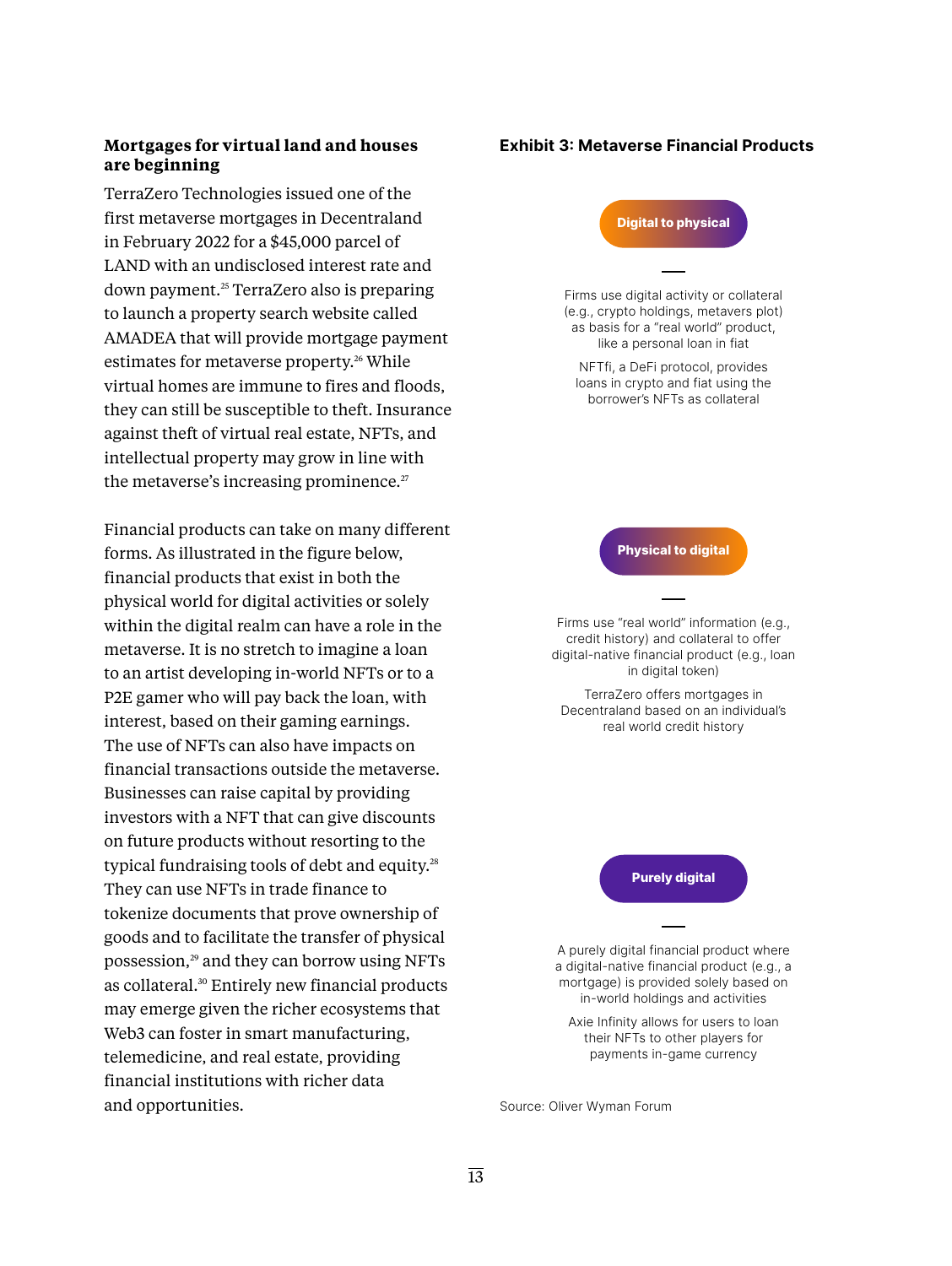### Mortgages for virtual land and houses are beginning

TerraZero Technologies issued one of the first metaverse mortgages in Decentraland in February 2022 for a $45,000 parcel of LAND with an undisclosed interest rate and down payment.[25] TerraZero also is preparing to launch a property search website called AMADEA that will provide mortgage payment estimates for metaverse property.[26] While virtual homes are immune to fires and floods, they can still be susceptible to theft. Insurance against theft of virtual real estate, NFTs, and intellectual property may grow in line with the metaverse's increasing prominence.[27]

Financial products can take on many different forms. As illustrated in the figure below, financial products that exist in both the physical world for digital activities or solely within the digital realm can have a role in the metaverse. It is no stretch to imagine a loan to an artist developing in-world NFTs or to a P2E gamer who will pay back the loan, with interest, based on their gaming earnings. The use of NFTs can also have impacts on financial transactions outside the metaverse. Businesses can raise capital by providing investors with a NFT that can give discounts on future products without resorting to the typical fundraising tools of debt and equity.[28] They can use NFTs in trade finance to tokenize documents that prove ownership of goods and to facilitate the transfer of physical possession,[29] and they can borrow using NFTs as collateral.[30] Entirely new financial products may emerge given the richer ecosystems that Web3 can foster in smart manufacturing, telemedicine, and real estate, providing financial institutions with richer data and opportunities.

**Exhibit 3: Metaverse Financial Products**

**Digital to physical**

Firms use digital activity or collateral (e.g., crypto holdings, metavers plot) as basis for a "real world" product, like a personal loan in fiat

NFTfi, a DeFi protocol, provides loans in crypto and fiat using the borrower's NFTs as collateral

**Physical to digital**

Firms use "real world" information (e.g., credit history) and collateral to offer digital-native financial product (e.g., loan in digital token)

TerraZero offers mortgages in Decentraland based on an individual's real world credit history

**Purely digital**

A purely digital financial product where a digital-native financial product (e.g., a mortgage) is provided solely based on in-world holdings and activities

Axie Infinity allows for users to loan their NFTs to other players for payments in-game currency

Source: Oliver Wyman Forum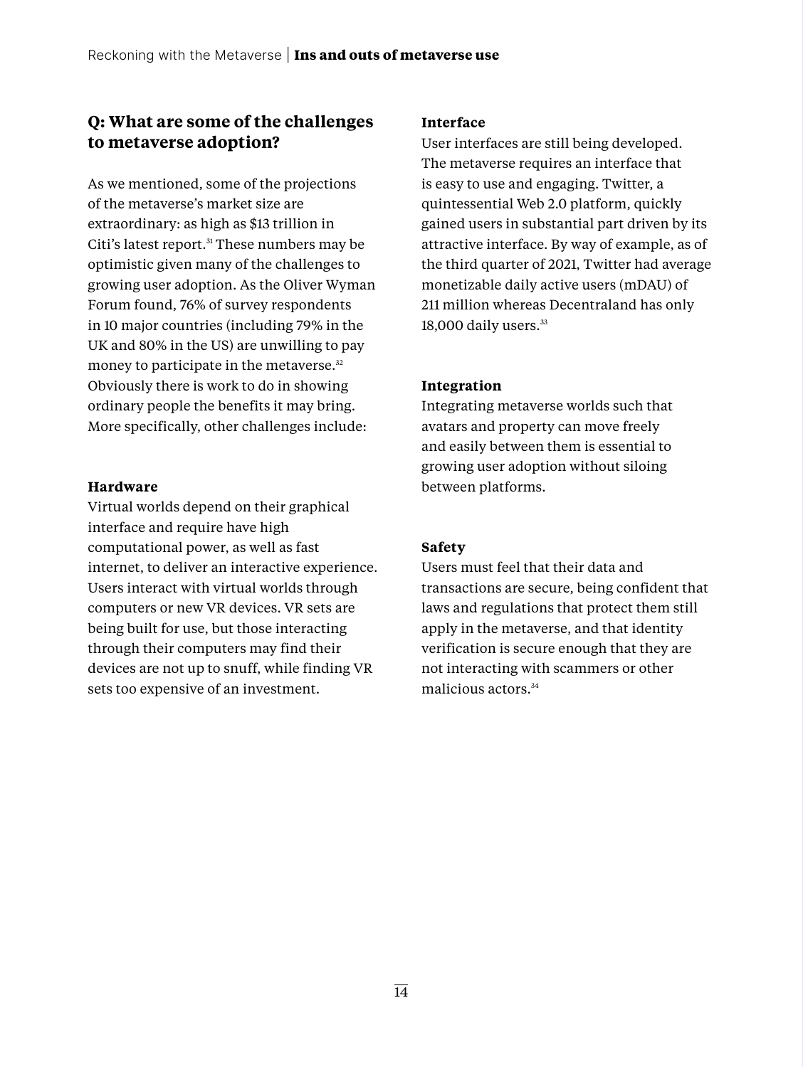## Q: What are some of the challenges to metaverse adoption?

As we mentioned, some of the projections of the metaverse's market size are extraordinary: as high as $13 trillion in Citi's latest report.[31] These numbers may be optimistic given many of the challenges to growing user adoption. As the Oliver Wyman Forum found, 76% of survey respondents in 10 major countries (including 79% in the UK and 80% in the US) are unwilling to pay money to participate in the metaverse.[32] Obviously there is work to do in showing ordinary people the benefits it may bring. More specifically, other challenges include:

**Hardware**

Virtual worlds depend on their graphical interface and require have high computational power, as well as fast internet, to deliver an interactive experience. Users interact with virtual worlds through computers or new VR devices. VR sets are being built for use, but those interacting through their computers may find their devices are not up to snuff, while finding VR sets too expensive of an investment.

**Interface**

User interfaces are still being developed. The metaverse requires an interface that is easy to use and engaging. Twitter, a quintessential Web 2.0 platform, quickly gained users in substantial part driven by its attractive interface. By way of example, as of the third quarter of 2021, Twitter had average monetizable daily active users (mDAU) of 211 million whereas Decentraland has only 18,000 daily users.[33]

**Integration**

Integrating metaverse worlds such that avatars and property can move freely and easily between them is essential to growing user adoption without siloing between platforms.

**Safety**

Users must feel that their data and transactions are secure, being confident that laws and regulations that protect them still apply in the metaverse, and that identity verification is secure enough that they are not interacting with scammers or other malicious actors.[34]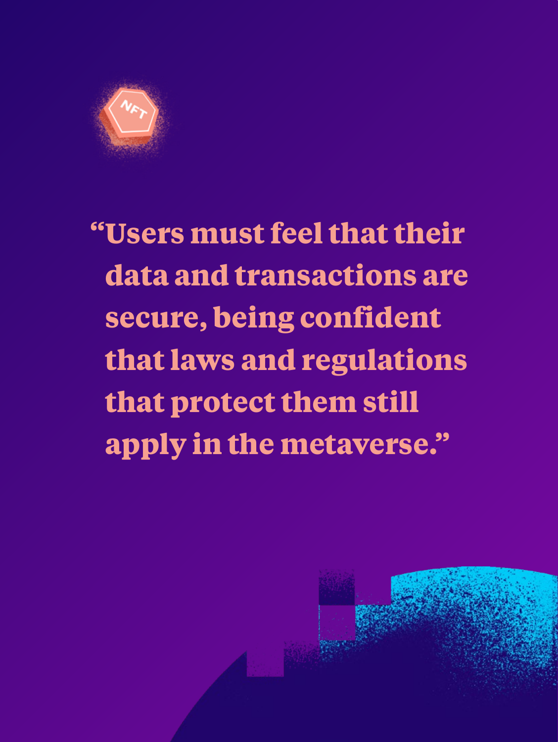> "Users must feel that their data and transactions are secure, being confident that laws and regulations that protect them still apply in the metaverse."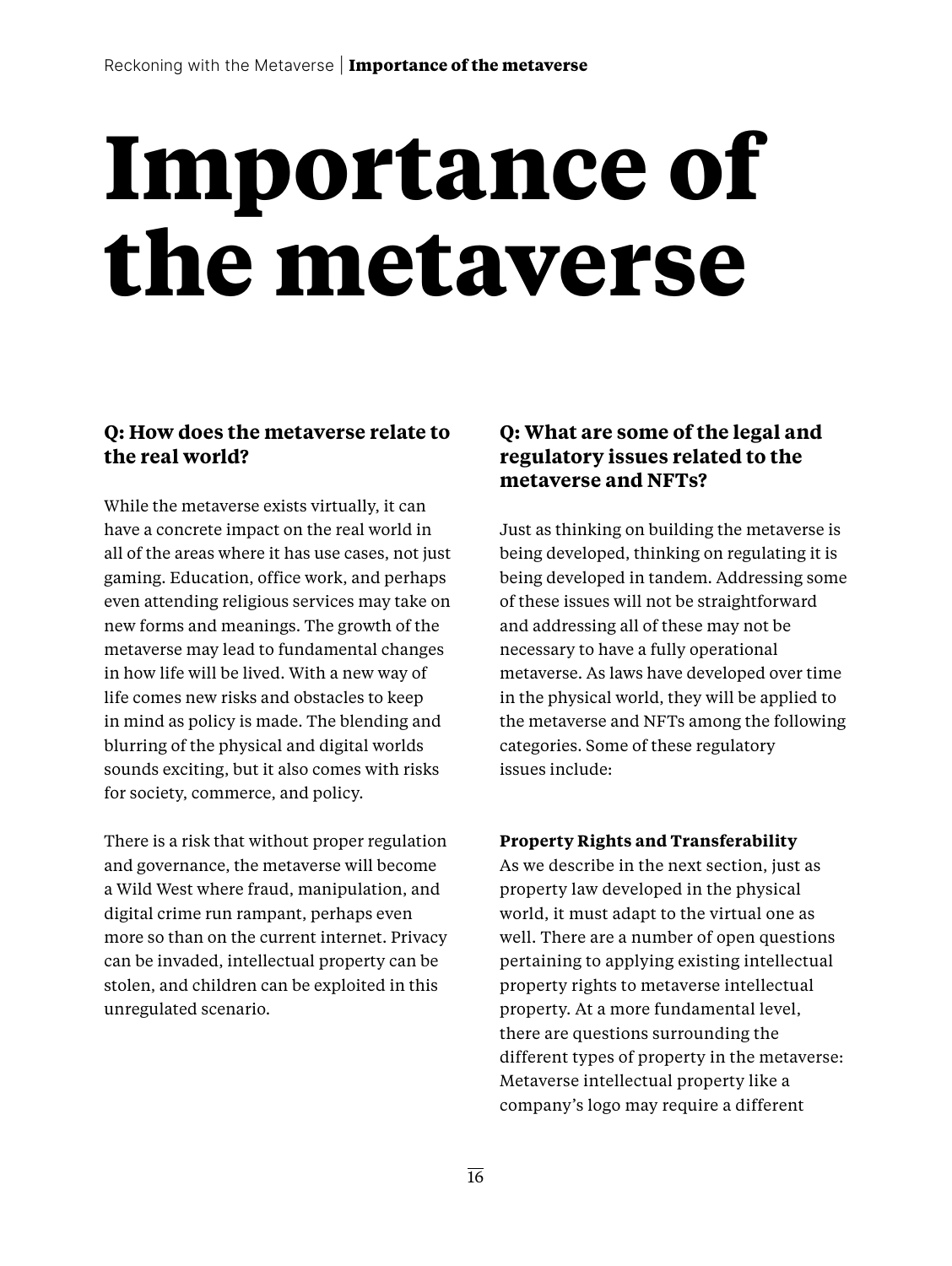# Importance of the metaverse

### Q: How does the metaverse relate to the real world?

While the metaverse exists virtually, it can have a concrete impact on the real world in all of the areas where it has use cases, not just gaming. Education, office work, and perhaps even attending religious services may take on new forms and meanings. The growth of the metaverse may lead to fundamental changes in how life will be lived. With a new way of life comes new risks and obstacles to keep in mind as policy is made. The blending and blurring of the physical and digital worlds sounds exciting, but it also comes with risks for society, commerce, and policy.

There is a risk that without proper regulation and governance, the metaverse will become a Wild West where fraud, manipulation, and digital crime run rampant, perhaps even more so than on the current internet. Privacy can be invaded, intellectual property can be stolen, and children can be exploited in this unregulated scenario.

### Q: What are some of the legal and regulatory issues related to the metaverse and NFTs?

Just as thinking on building the metaverse is being developed, thinking on regulating it is being developed in tandem. Addressing some of these issues will not be straightforward and addressing all of these may not be necessary to have a fully operational metaverse. As laws have developed over time in the physical world, they will be applied to the metaverse and NFTs among the following categories. Some of these regulatory issues include:

**Property Rights and Transferability**
As we describe in the next section, just as property law developed in the physical world, it must adapt to the virtual one as well. There are a number of open questions pertaining to applying existing intellectual property rights to metaverse intellectual property. At a more fundamental level, there are questions surrounding the different types of property in the metaverse: Metaverse intellectual property like a company's logo may require a different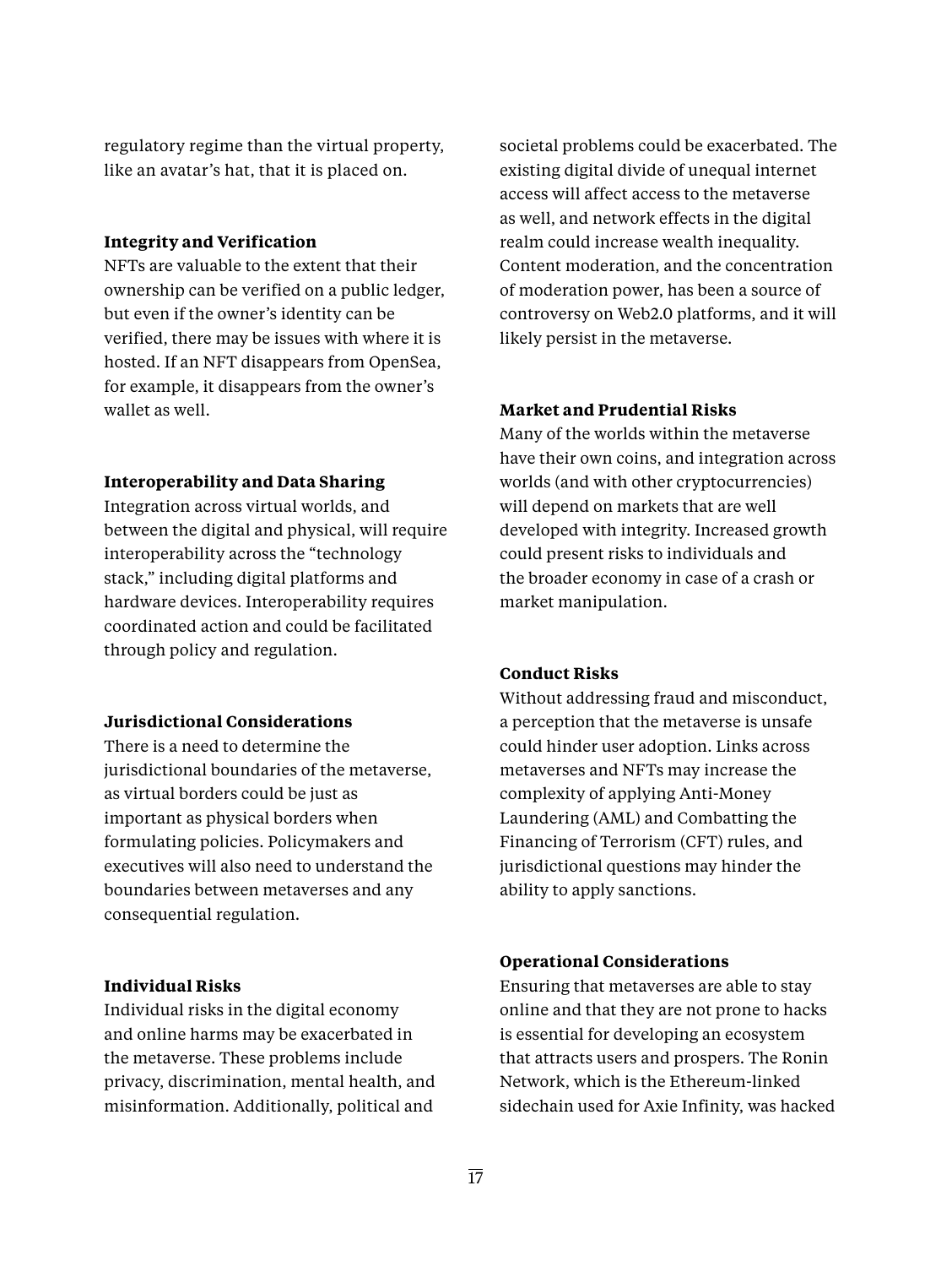regulatory regime than the virtual property, like an avatar's hat, that it is placed on.

**Integrity and Verification**

NFTs are valuable to the extent that their ownership can be verified on a public ledger, but even if the owner's identity can be verified, there may be issues with where it is hosted. If an NFT disappears from OpenSea, for example, it disappears from the owner's wallet as well.

**Interoperability and Data Sharing**

Integration across virtual worlds, and between the digital and physical, will require interoperability across the "technology stack," including digital platforms and hardware devices. Interoperability requires coordinated action and could be facilitated through policy and regulation.

**Jurisdictional Considerations**

There is a need to determine the jurisdictional boundaries of the metaverse, as virtual borders could be just as important as physical borders when formulating policies. Policymakers and executives will also need to understand the boundaries between metaverses and any consequential regulation.

**Individual Risks**

Individual risks in the digital economy and online harms may be exacerbated in the metaverse. These problems include privacy, discrimination, mental health, and misinformation. Additionally, political and societal problems could be exacerbated. The existing digital divide of unequal internet access will affect access to the metaverse as well, and network effects in the digital realm could increase wealth inequality. Content moderation, and the concentration of moderation power, has been a source of controversy on Web2.0 platforms, and it will likely persist in the metaverse.

**Market and Prudential Risks**

Many of the worlds within the metaverse have their own coins, and integration across worlds (and with other cryptocurrencies) will depend on markets that are well developed with integrity. Increased growth could present risks to individuals and the broader economy in case of a crash or market manipulation.

**Conduct Risks**

Without addressing fraud and misconduct, a perception that the metaverse is unsafe could hinder user adoption. Links across metaverses and NFTs may increase the complexity of applying Anti-Money Laundering (AML) and Combatting the Financing of Terrorism (CFT) rules, and jurisdictional questions may hinder the ability to apply sanctions.

**Operational Considerations**

Ensuring that metaverses are able to stay online and that they are not prone to hacks is essential for developing an ecosystem that attracts users and prospers. The Ronin Network, which is the Ethereum-linked sidechain used for Axie Infinity, was hacked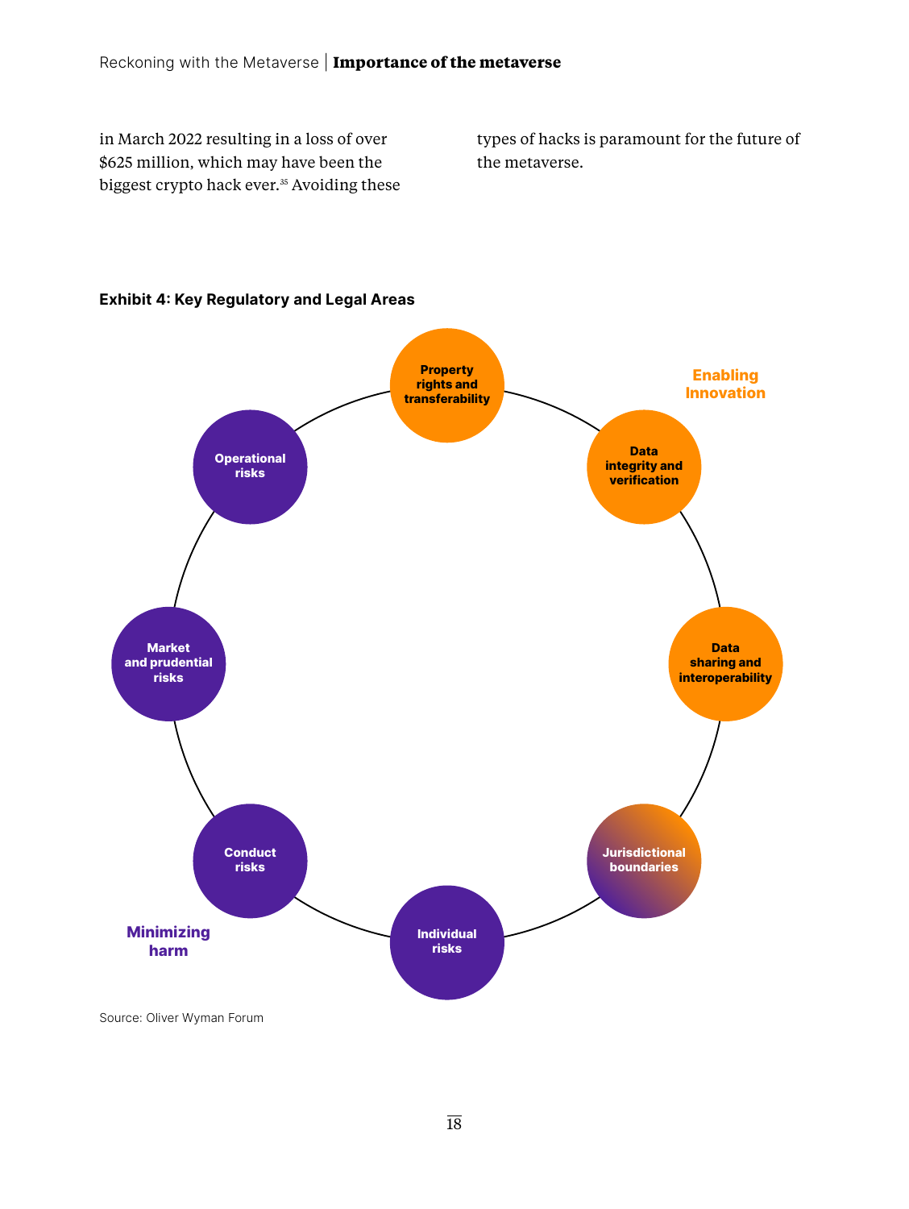in March 2022 resulting in a loss of over $625 million, which may have been the biggest crypto hack ever.[35] Avoiding these types of hacks is paramount for the future of the metaverse.

**Exhibit 4: Key Regulatory and Legal Areas**

Enabling Innovation

- Property rights and transferability
- Data integrity and verification
- Data sharing and interoperability
- Jurisdictional boundaries

Minimizing harm

- Individual risks
- Conduct risks
- Market and prudential risks
- Operational risks

Source: Oliver Wyman Forum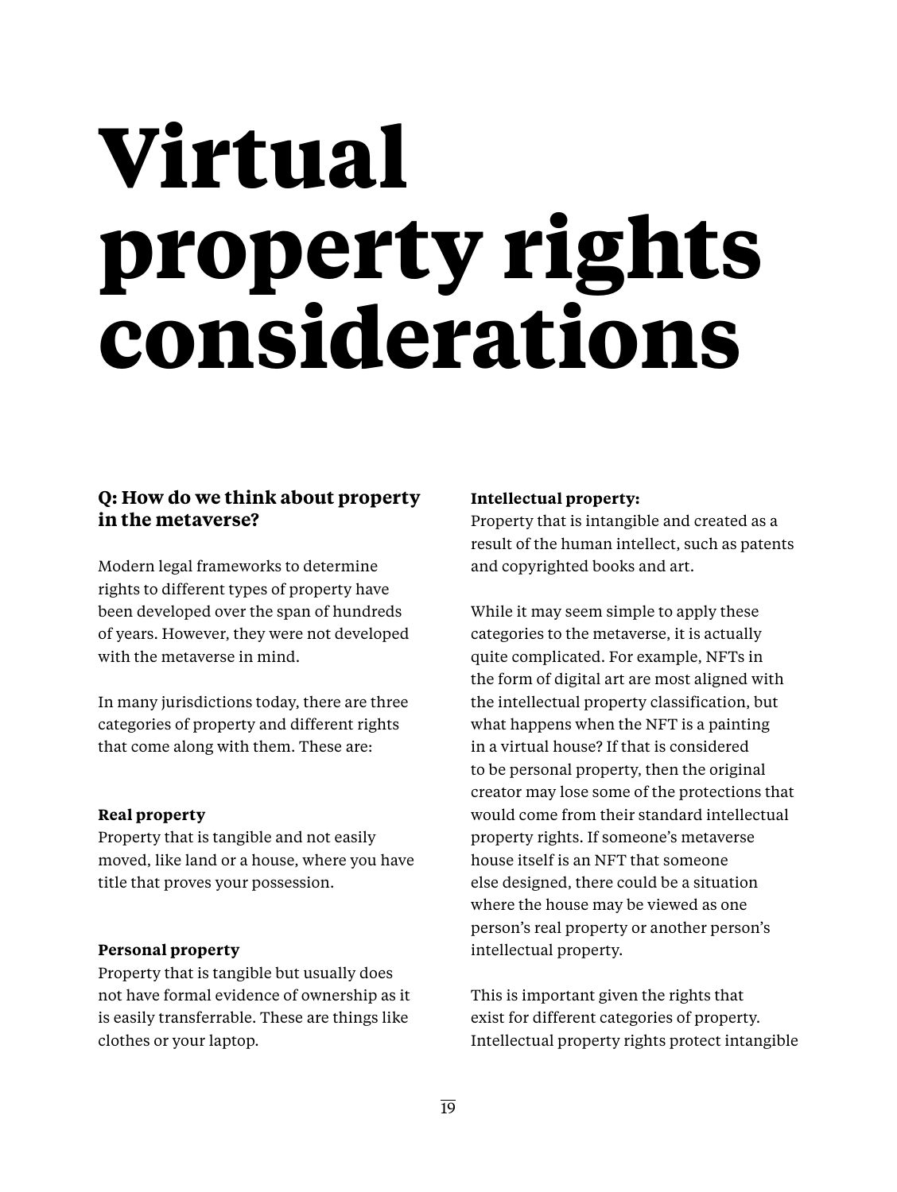# Virtual property rights considerations

### Q: How do we think about property in the metaverse?

Modern legal frameworks to determine rights to different types of property have been developed over the span of hundreds of years. However, they were not developed with the metaverse in mind.

In many jurisdictions today, there are three categories of property and different rights that come along with them. These are:

**Real property**
Property that is tangible and not easily moved, like land or a house, where you have title that proves your possession.

**Personal property**
Property that is tangible but usually does not have formal evidence of ownership as it is easily transferrable. These are things like clothes or your laptop.

**Intellectual property:**
Property that is intangible and created as a result of the human intellect, such as patents and copyrighted books and art.

While it may seem simple to apply these categories to the metaverse, it is actually quite complicated. For example, NFTs in the form of digital art are most aligned with the intellectual property classification, but what happens when the NFT is a painting in a virtual house? If that is considered to be personal property, then the original creator may lose some of the protections that would come from their standard intellectual property rights. If someone's metaverse house itself is an NFT that someone else designed, there could be a situation where the house may be viewed as one person's real property or another person's intellectual property.

This is important given the rights that exist for different categories of property. Intellectual property rights protect intangible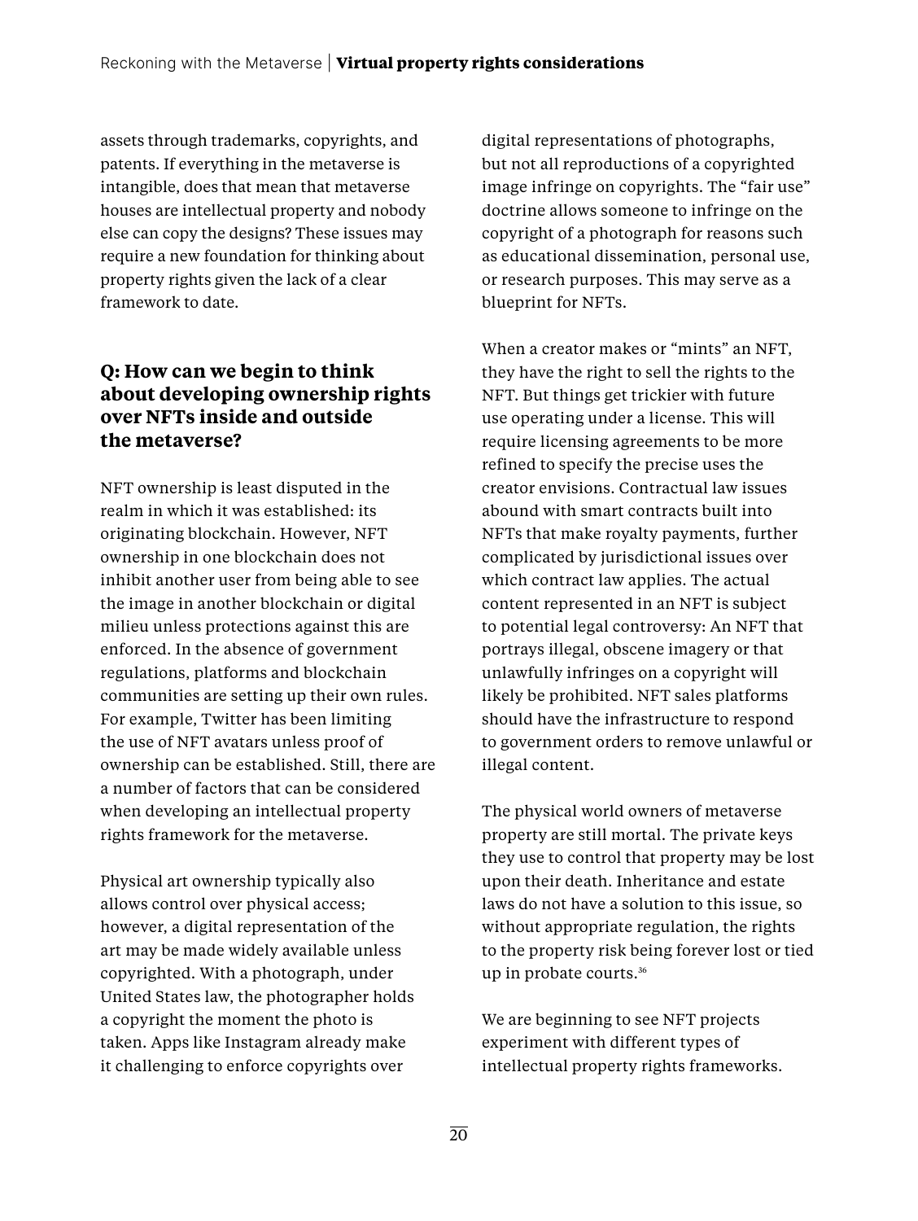assets through trademarks, copyrights, and patents. If everything in the metaverse is intangible, does that mean that metaverse houses are intellectual property and nobody else can copy the designs? These issues may require a new foundation for thinking about property rights given the lack of a clear framework to date.

## Q: How can we begin to think about developing ownership rights over NFTs inside and outside the metaverse?

NFT ownership is least disputed in the realm in which it was established: its originating blockchain. However, NFT ownership in one blockchain does not inhibit another user from being able to see the image in another blockchain or digital milieu unless protections against this are enforced. In the absence of government regulations, platforms and blockchain communities are setting up their own rules. For example, Twitter has been limiting the use of NFT avatars unless proof of ownership can be established. Still, there are a number of factors that can be considered when developing an intellectual property rights framework for the metaverse.

Physical art ownership typically also allows control over physical access; however, a digital representation of the art may be made widely available unless copyrighted. With a photograph, under United States law, the photographer holds a copyright the moment the photo is taken. Apps like Instagram already make it challenging to enforce copyrights over digital representations of photographs, but not all reproductions of a copyrighted image infringe on copyrights. The "fair use" doctrine allows someone to infringe on the copyright of a photograph for reasons such as educational dissemination, personal use, or research purposes. This may serve as a blueprint for NFTs.

When a creator makes or "mints" an NFT, they have the right to sell the rights to the NFT. But things get trickier with future use operating under a license. This will require licensing agreements to be more refined to specify the precise uses the creator envisions. Contractual law issues abound with smart contracts built into NFTs that make royalty payments, further complicated by jurisdictional issues over which contract law applies. The actual content represented in an NFT is subject to potential legal controversy: An NFT that portrays illegal, obscene imagery or that unlawfully infringes on a copyright will likely be prohibited. NFT sales platforms should have the infrastructure to respond to government orders to remove unlawful or illegal content.

The physical world owners of metaverse property are still mortal. The private keys they use to control that property may be lost upon their death. Inheritance and estate laws do not have a solution to this issue, so without appropriate regulation, the rights to the property risk being forever lost or tied up in probate courts.[36]

We are beginning to see NFT projects experiment with different types of intellectual property rights frameworks.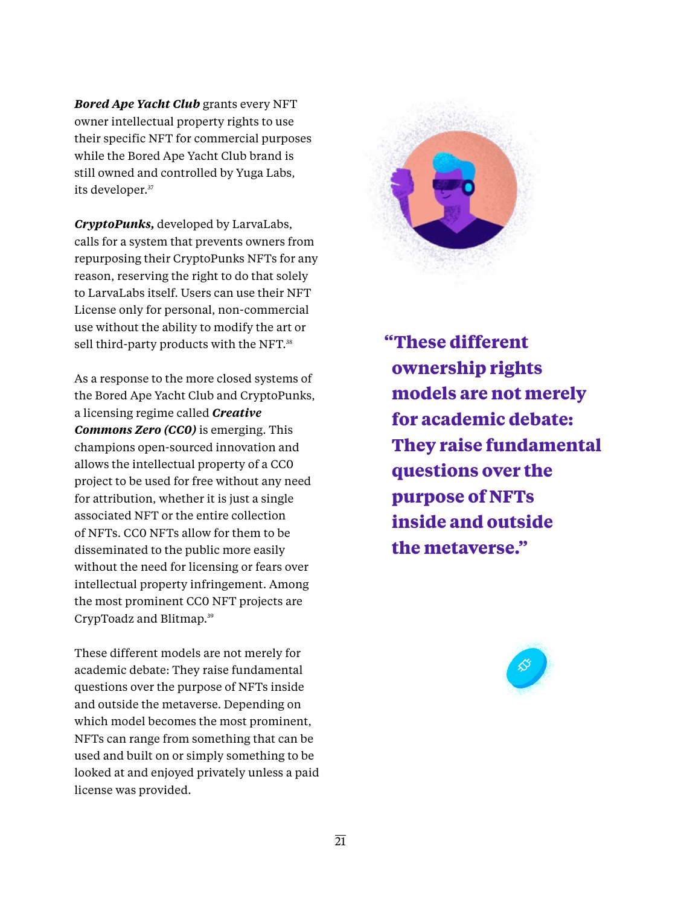***Bored Ape Yacht Club*** grants every NFT owner intellectual property rights to use their specific NFT for commercial purposes while the Bored Ape Yacht Club brand is still owned and controlled by Yuga Labs, its developer.[37]

***CryptoPunks,*** developed by LarvaLabs, calls for a system that prevents owners from repurposing their CryptoPunks NFTs for any reason, reserving the right to do that solely to LarvaLabs itself. Users can use their NFT License only for personal, non-commercial use without the ability to modify the art or sell third-party products with the NFT.[38]

As a response to the more closed systems of the Bored Ape Yacht Club and CryptoPunks, a licensing regime called ***Creative Commons Zero (CC0)*** is emerging. This champions open-sourced innovation and allows the intellectual property of a CC0 project to be used for free without any need for attribution, whether it is just a single associated NFT or the entire collection of NFTs. CC0 NFTs allow for them to be disseminated to the public more easily without the need for licensing or fears over intellectual property infringement. Among the most prominent CC0 NFT projects are CrypToadz and Blitmap.[39]

These different models are not merely for academic debate: They raise fundamental questions over the purpose of NFTs inside and outside the metaverse. Depending on which model becomes the most prominent, NFTs can range from something that can be used and built on or simply something to be looked at and enjoyed privately unless a paid license was provided.

> **"These different ownership rights models are not merely for academic debate: They raise fundamental questions over the purpose of NFTs inside and outside the metaverse."**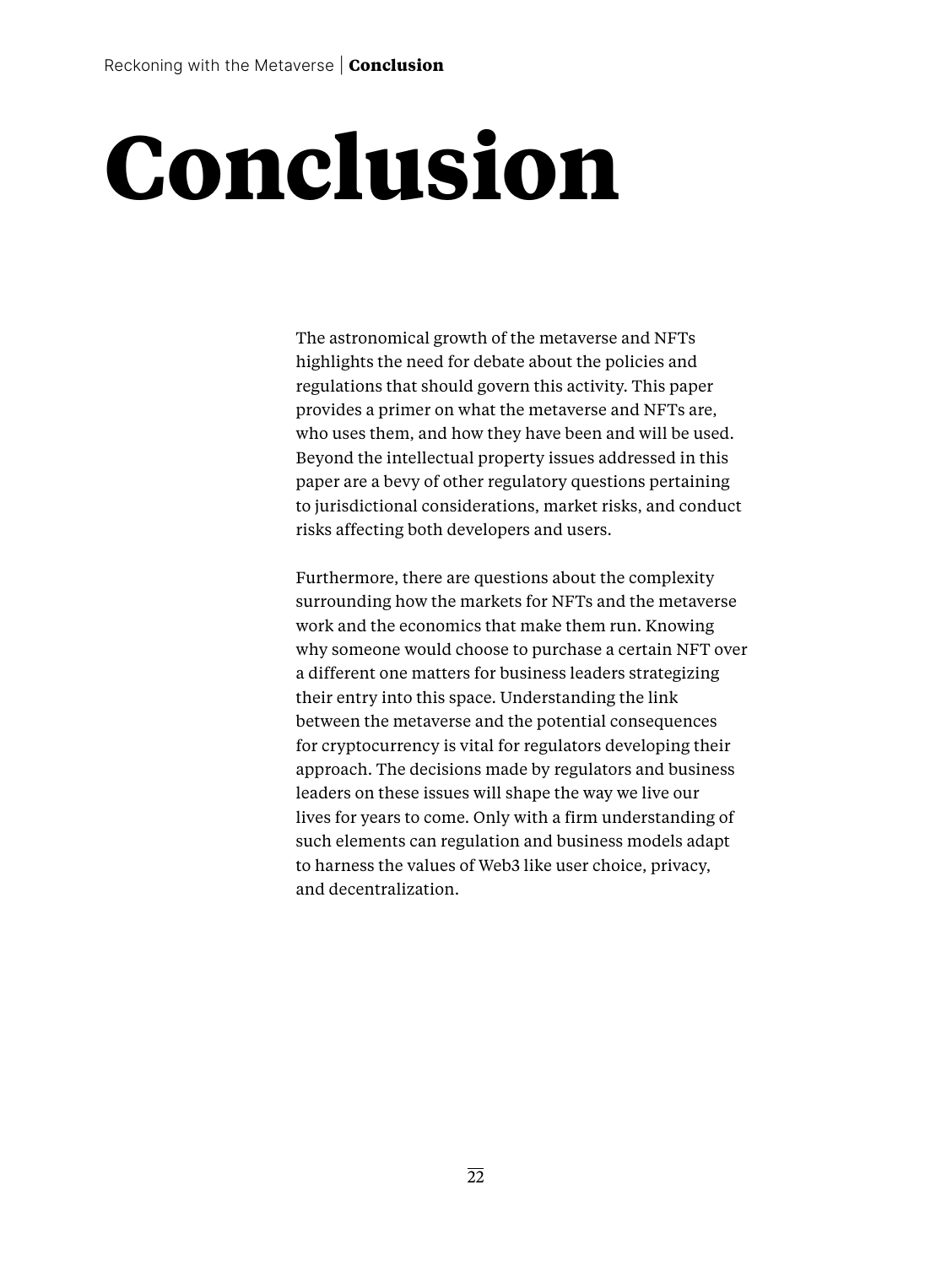# Conclusion

The astronomical growth of the metaverse and NFTs highlights the need for debate about the policies and regulations that should govern this activity. This paper provides a primer on what the metaverse and NFTs are, who uses them, and how they have been and will be used. Beyond the intellectual property issues addressed in this paper are a bevy of other regulatory questions pertaining to jurisdictional considerations, market risks, and conduct risks affecting both developers and users.

Furthermore, there are questions about the complexity surrounding how the markets for NFTs and the metaverse work and the economics that make them run. Knowing why someone would choose to purchase a certain NFT over a different one matters for business leaders strategizing their entry into this space. Understanding the link between the metaverse and the potential consequences for cryptocurrency is vital for regulators developing their approach. The decisions made by regulators and business leaders on these issues will shape the way we live our lives for years to come. Only with a firm understanding of such elements can regulation and business models adapt to harness the values of Web3 like user choice, privacy, and decentralization.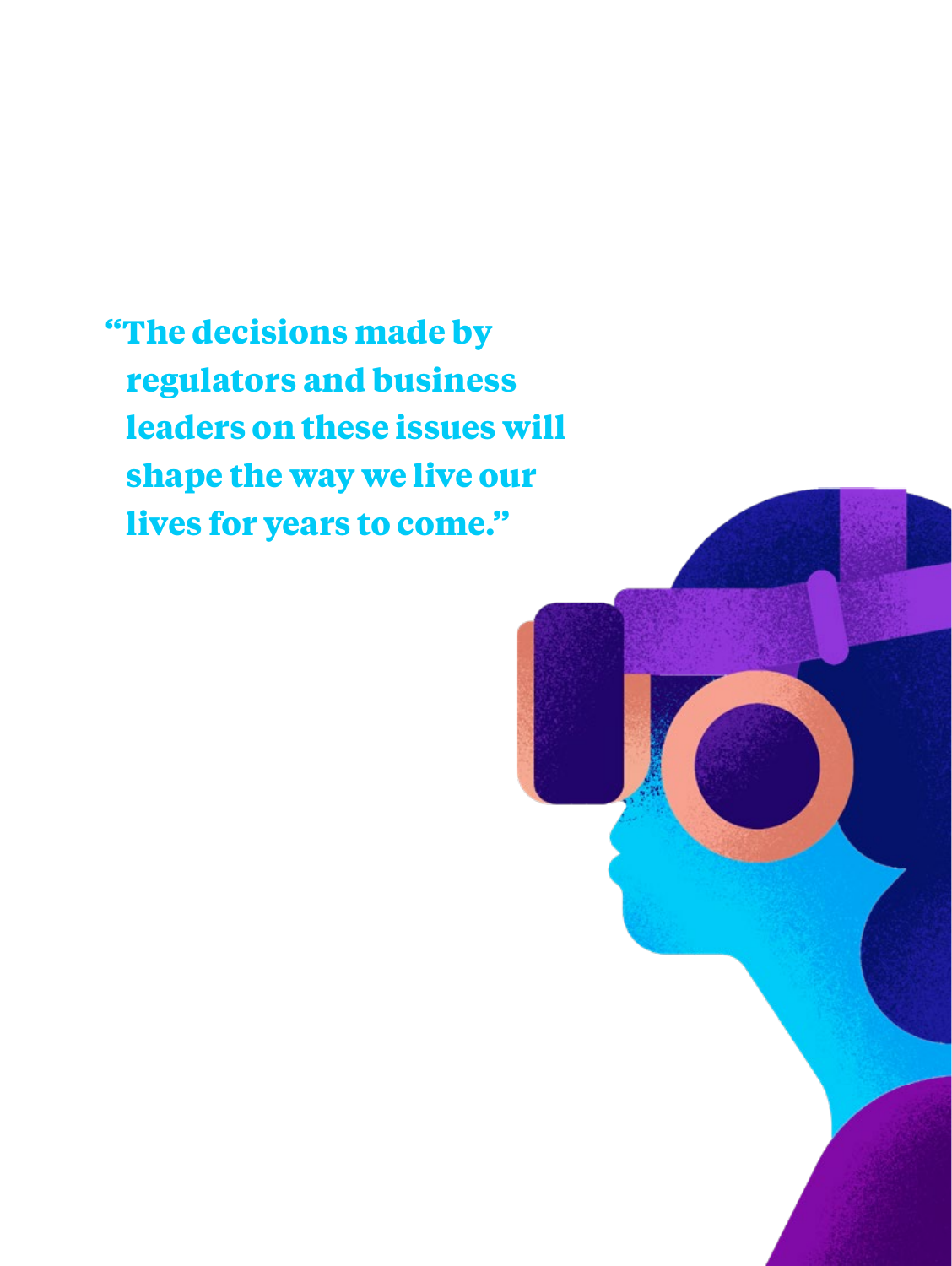**"The decisions made by regulators and business leaders on these issues will shape the way we live our lives for years to come."**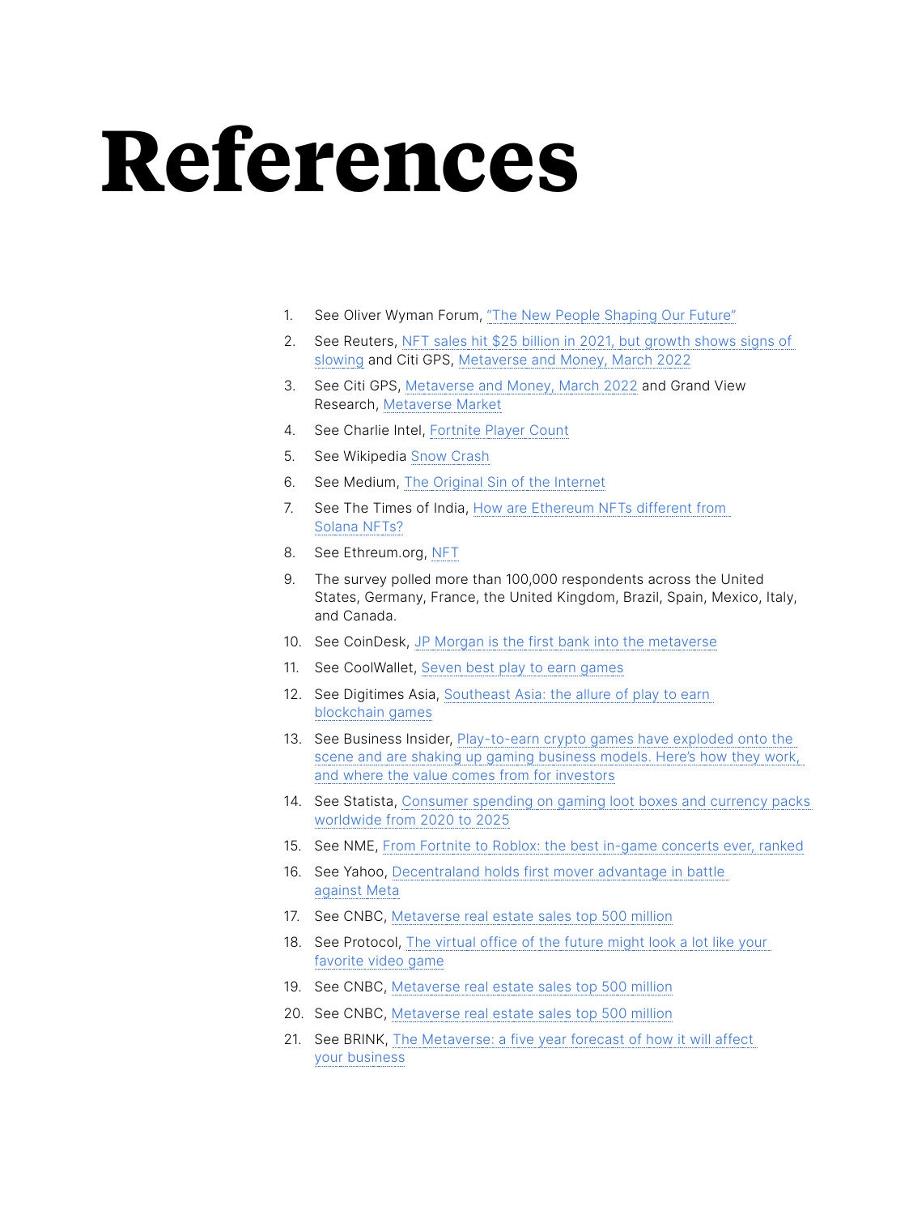# References

1. See Oliver Wyman Forum, "The New People Shaping Our Future"
2. See Reuters, NFT sales hit $25 billion in 2021, but growth shows signs of slowing and Citi GPS, Metaverse and Money, March 2022
3. See Citi GPS, Metaverse and Money, March 2022 and Grand View Research, Metaverse Market
4. See Charlie Intel, Fortnite Player Count
5. See Wikipedia Snow Crash
6. See Medium, The Original Sin of the Internet
7. See The Times of India, How are Ethereum NFTs different from Solana NFTs?
8. See Ethreum.org, NFT
9. The survey polled more than 100,000 respondents across the United States, Germany, France, the United Kingdom, Brazil, Spain, Mexico, Italy, and Canada.
10. See CoinDesk, JP Morgan is the first bank into the metaverse
11. See CoolWallet, Seven best play to earn games
12. See Digitimes Asia, Southeast Asia: the allure of play to earn blockchain games
13. See Business Insider, Play-to-earn crypto games have exploded onto the scene and are shaking up gaming business models. Here's how they work, and where the value comes from for investors
14. See Statista, Consumer spending on gaming loot boxes and currency packs worldwide from 2020 to 2025
15. See NME, From Fortnite to Roblox: the best in-game concerts ever, ranked
16. See Yahoo, Decentraland holds first mover advantage in battle against Meta
17. See CNBC, Metaverse real estate sales top 500 million
18. See Protocol, The virtual office of the future might look a lot like your favorite video game
19. See CNBC, Metaverse real estate sales top 500 million
20. See CNBC, Metaverse real estate sales top 500 million
21. See BRINK, The Metaverse: a five year forecast of how it will affect your business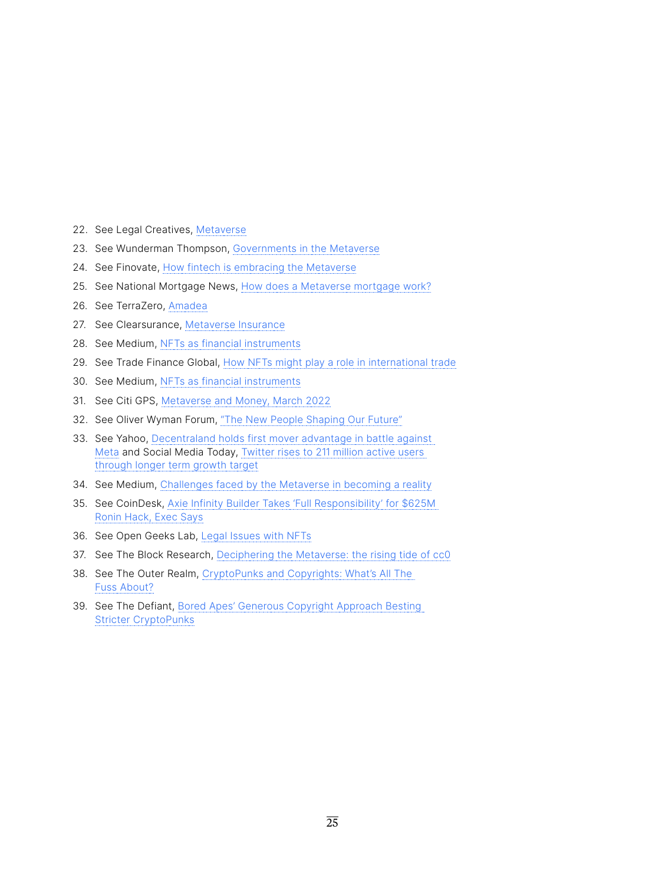22. See Legal Creatives, Metaverse
23. See Wunderman Thompson, Governments in the Metaverse
24. See Finovate, How fintech is embracing the Metaverse
25. See National Mortgage News, How does a Metaverse mortgage work?
26. See TerraZero, Amadea
27. See Clearsurance, Metaverse Insurance
28. See Medium, NFTs as financial instruments
29. See Trade Finance Global, How NFTs might play a role in international trade
30. See Medium, NFTs as financial instruments
31. See Citi GPS, Metaverse and Money, March 2022
32. See Oliver Wyman Forum, "The New People Shaping Our Future"
33. See Yahoo, Decentraland holds first mover advantage in battle against Meta and Social Media Today, Twitter rises to 211 million active users through longer term growth target
34. See Medium, Challenges faced by the Metaverse in becoming a reality
35. See CoinDesk, Axie Infinity Builder Takes 'Full Responsibility' for $625M Ronin Hack, Exec Says
36. See Open Geeks Lab, Legal Issues with NFTs
37. See The Block Research, Deciphering the Metaverse: the rising tide of cc0
38. See The Outer Realm, CryptoPunks and Copyrights: What's All The Fuss About?
39. See The Defiant, Bored Apes' Generous Copyright Approach Besting Stricter CryptoPunks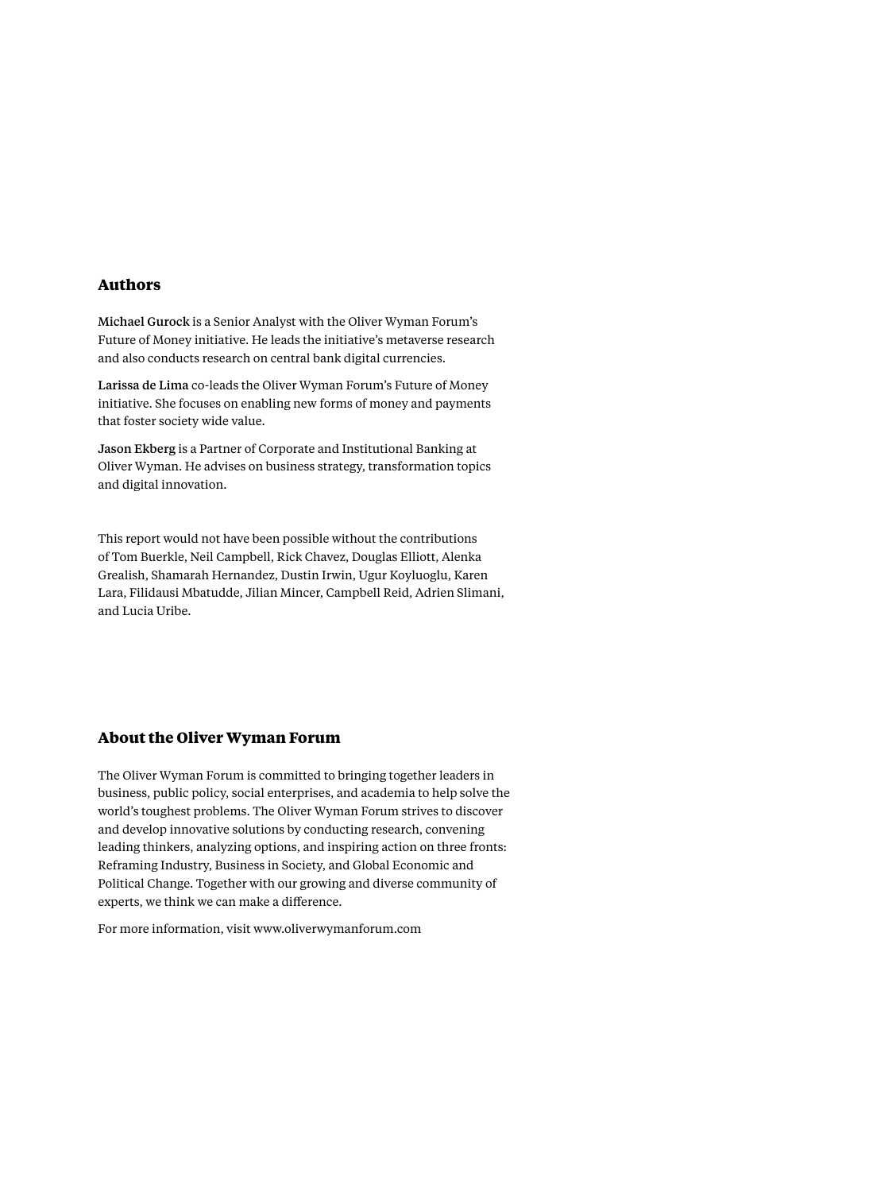## Authors

**Michael Gurock** is a Senior Analyst with the Oliver Wyman Forum's Future of Money initiative. He leads the initiative's metaverse research and also conducts research on central bank digital currencies.

**Larissa de Lima** co-leads the Oliver Wyman Forum's Future of Money initiative. She focuses on enabling new forms of money and payments that foster society wide value.

**Jason Ekberg** is a Partner of Corporate and Institutional Banking at Oliver Wyman. He advises on business strategy, transformation topics and digital innovation.

This report would not have been possible without the contributions of Tom Buerkle, Neil Campbell, Rick Chavez, Douglas Elliott, Alenka Grealish, Shamarah Hernandez, Dustin Irwin, Ugur Koyluoglu, Karen Lara, Filidausi Mbatudde, Jilian Mincer, Campbell Reid, Adrien Slimani, and Lucia Uribe.

## About the Oliver Wyman Forum

The Oliver Wyman Forum is committed to bringing together leaders in business, public policy, social enterprises, and academia to help solve the world's toughest problems. The Oliver Wyman Forum strives to discover and develop innovative solutions by conducting research, convening leading thinkers, analyzing options, and inspiring action on three fronts: Reframing Industry, Business in Society, and Global Economic and Political Change. Together with our growing and diverse community of experts, we think we can make a difference.

For more information, visit www.oliverwymanforum.com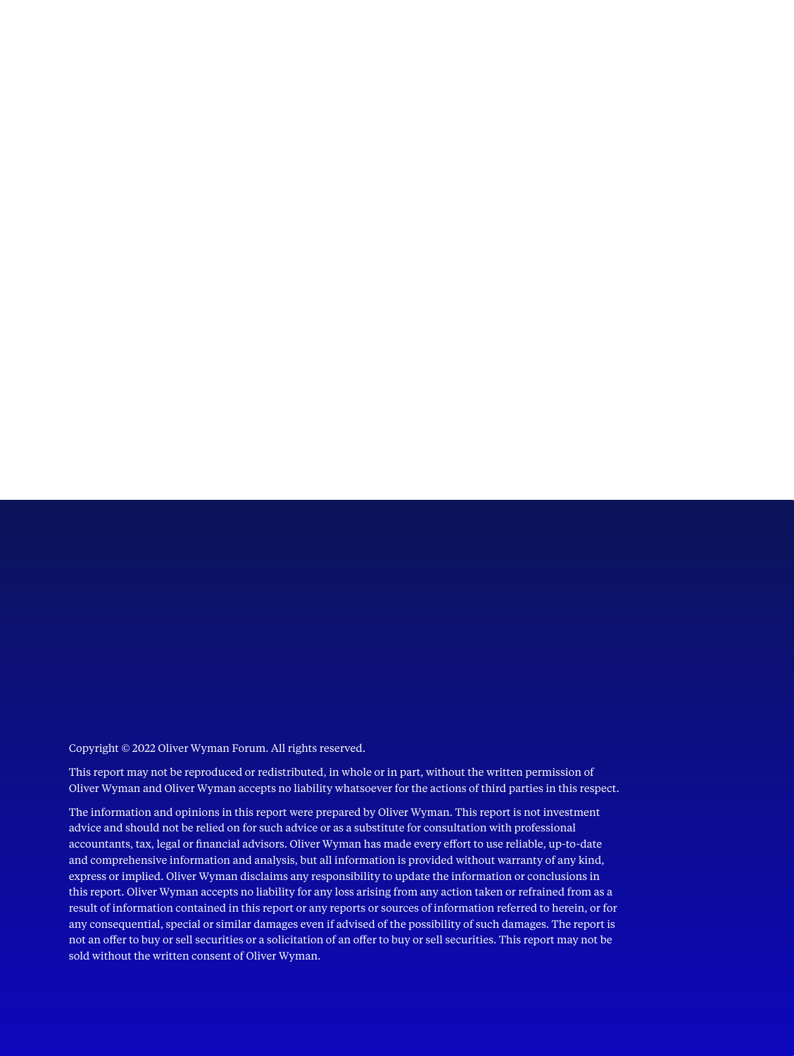Copyright © 2022 Oliver Wyman Forum. All rights reserved.

This report may not be reproduced or redistributed, in whole or in part, without the written permission of Oliver Wyman and Oliver Wyman accepts no liability whatsoever for the actions of third parties in this respect.

The information and opinions in this report were prepared by Oliver Wyman. This report is not investment advice and should not be relied on for such advice or as a substitute for consultation with professional accountants, tax, legal or financial advisors. Oliver Wyman has made every effort to use reliable, up-to-date and comprehensive information and analysis, but all information is provided without warranty of any kind, express or implied. Oliver Wyman disclaims any responsibility to update the information or conclusions in this report. Oliver Wyman accepts no liability for any loss arising from any action taken or refrained from as a result of information contained in this report or any reports or sources of information referred to herein, or for any consequential, special or similar damages even if advised of the possibility of such damages. The report is not an offer to buy or sell securities or a solicitation of an offer to buy or sell securities. This report may not be sold without the written consent of Oliver Wyman.